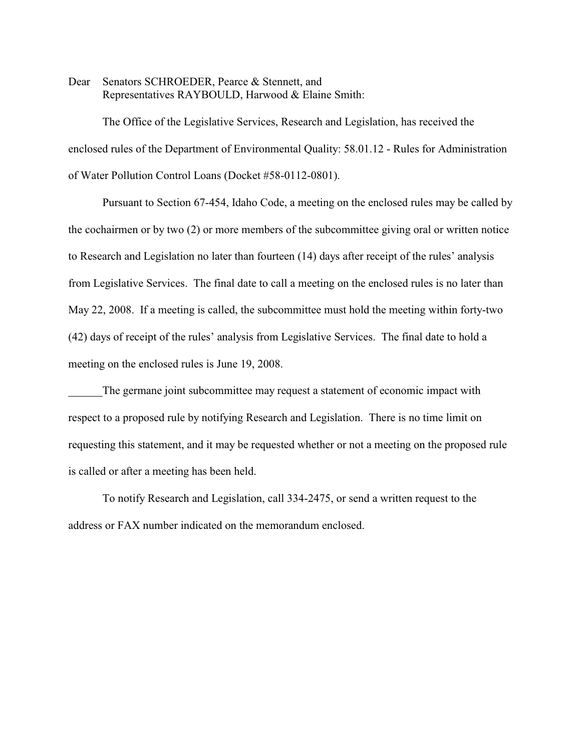Dear Senators SCHROEDER, Pearce & Stennett, and
Representatives RAYBOULD, Harwood & Elaine Smith:

The Office of the Legislative Services, Research and Legislation, has received the enclosed rules of the Department of Environmental Quality: 58.01.12 - Rules for Administration of Water Pollution Control Loans (Docket #58-0112-0801).

Pursuant to Section 67-454, Idaho Code, a meeting on the enclosed rules may be called by the cochairmen or by two (2) or more members of the subcommittee giving oral or written notice to Research and Legislation no later than fourteen (14) days after receipt of the rules' analysis from Legislative Services. The final date to call a meeting on the enclosed rules is no later than May 22, 2008. If a meeting is called, the subcommittee must hold the meeting within forty-two (42) days of receipt of the rules' analysis from Legislative Services. The final date to hold a meeting on the enclosed rules is June 19, 2008.

______The germane joint subcommittee may request a statement of economic impact with respect to a proposed rule by notifying Research and Legislation. There is no time limit on requesting this statement, and it may be requested whether or not a meeting on the proposed rule is called or after a meeting has been held.

To notify Research and Legislation, call 334-2475, or send a written request to the address or FAX number indicated on the memorandum enclosed.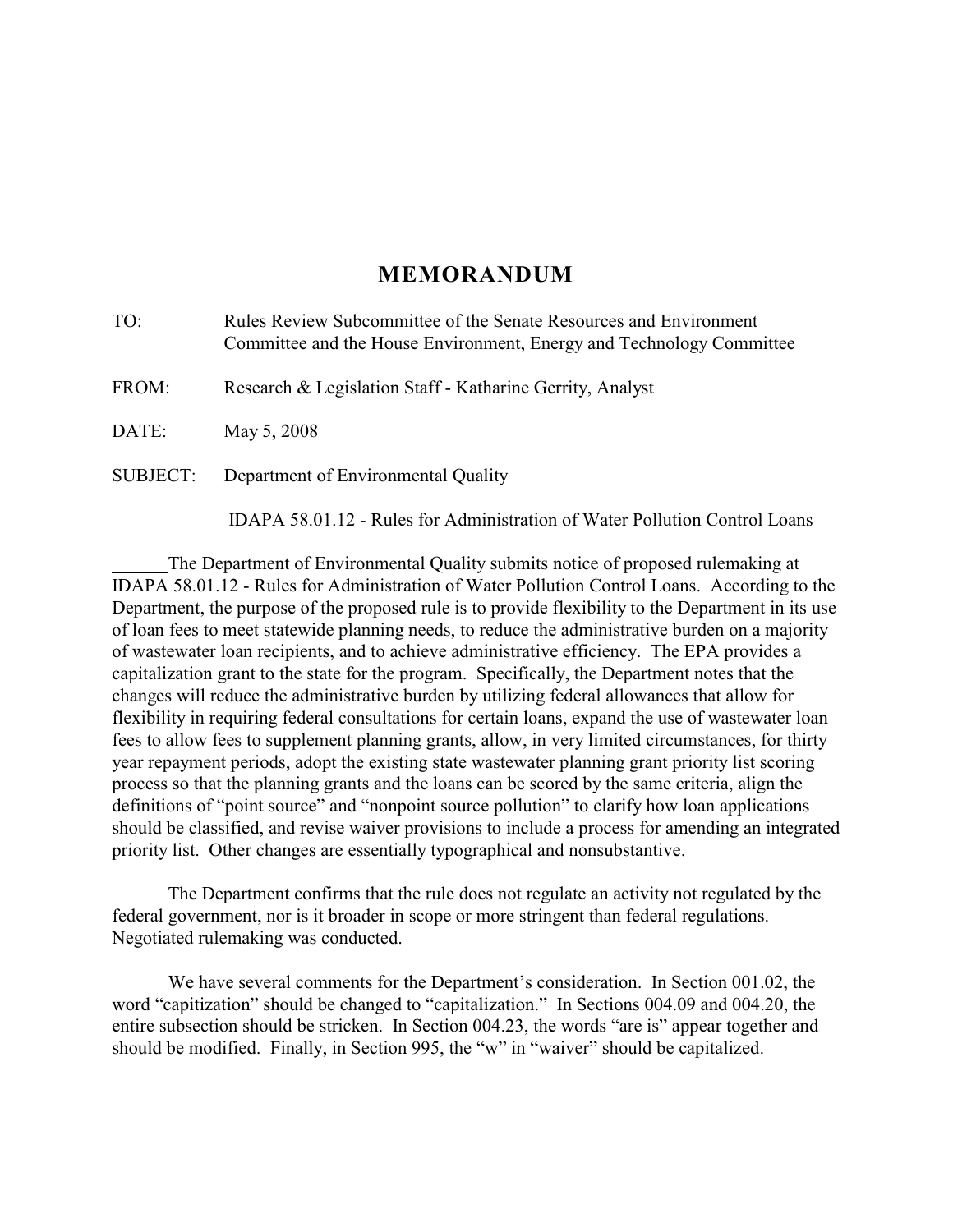# MEMORANDUM

TO: Rules Review Subcommittee of the Senate Resources and Environment Committee and the House Environment, Energy and Technology Committee

FROM: Research & Legislation Staff - Katharine Gerrity, Analyst

DATE: May 5, 2008

SUBJECT: Department of Environmental Quality

IDAPA 58.01.12 - Rules for Administration of Water Pollution Control Loans

______The Department of Environmental Quality submits notice of proposed rulemaking at IDAPA 58.01.12 - Rules for Administration of Water Pollution Control Loans. According to the Department, the purpose of the proposed rule is to provide flexibility to the Department in its use of loan fees to meet statewide planning needs, to reduce the administrative burden on a majority of wastewater loan recipients, and to achieve administrative efficiency. The EPA provides a capitalization grant to the state for the program. Specifically, the Department notes that the changes will reduce the administrative burden by utilizing federal allowances that allow for flexibility in requiring federal consultations for certain loans, expand the use of wastewater loan fees to allow fees to supplement planning grants, allow, in very limited circumstances, for thirty year repayment periods, adopt the existing state wastewater planning grant priority list scoring process so that the planning grants and the loans can be scored by the same criteria, align the definitions of "point source" and "nonpoint source pollution" to clarify how loan applications should be classified, and revise waiver provisions to include a process for amending an integrated priority list. Other changes are essentially typographical and nonsubstantive.

The Department confirms that the rule does not regulate an activity not regulated by the federal government, nor is it broader in scope or more stringent than federal regulations. Negotiated rulemaking was conducted.

We have several comments for the Department's consideration. In Section 001.02, the word "capitization" should be changed to "capitalization." In Sections 004.09 and 004.20, the entire subsection should be stricken. In Section 004.23, the words "are is" appear together and should be modified. Finally, in Section 995, the "w" in "waiver" should be capitalized.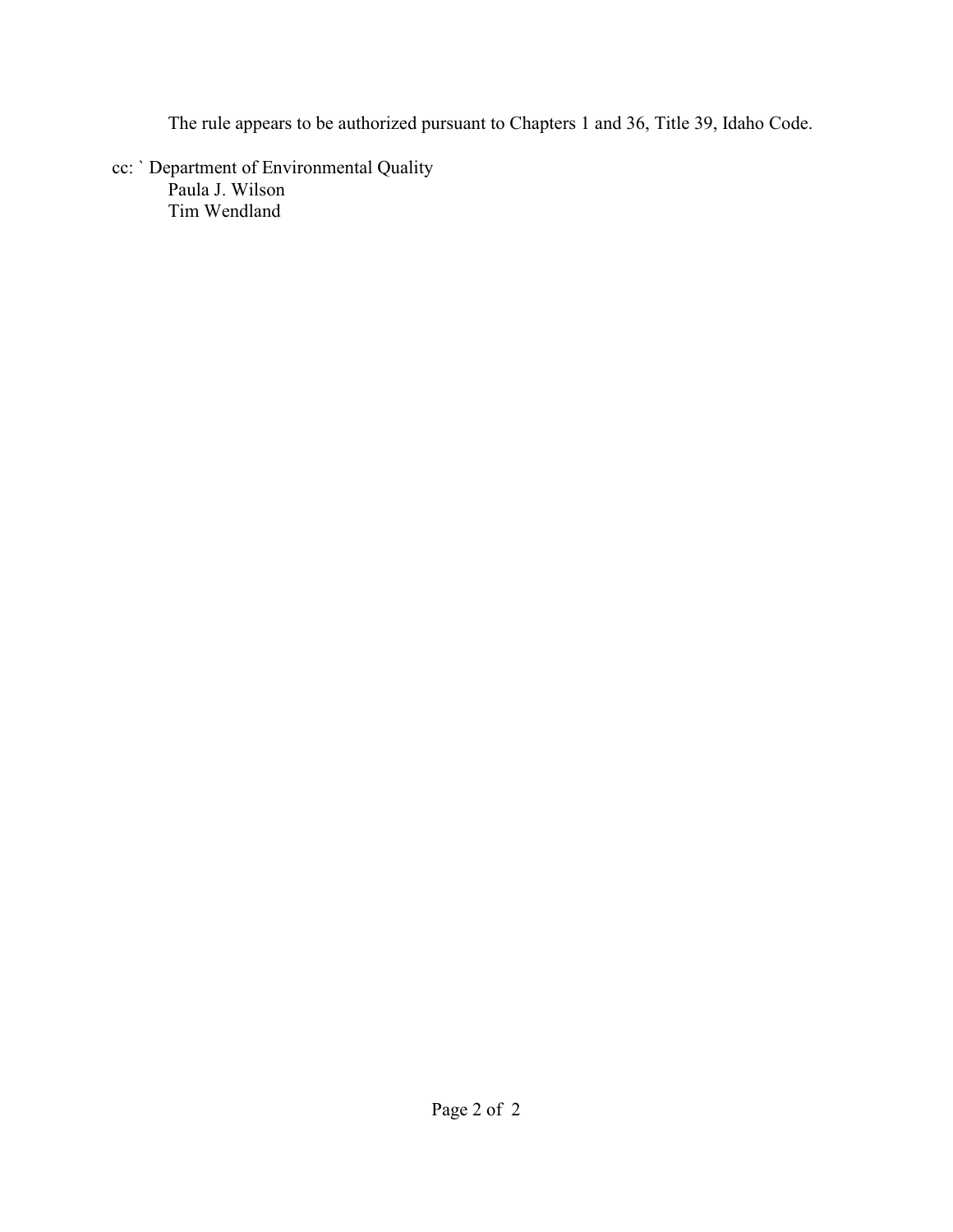The rule appears to be authorized pursuant to Chapters 1 and 36, Title 39, Idaho Code.

cc: ` Department of Environmental Quality
Paula J. Wilson
Tim Wendland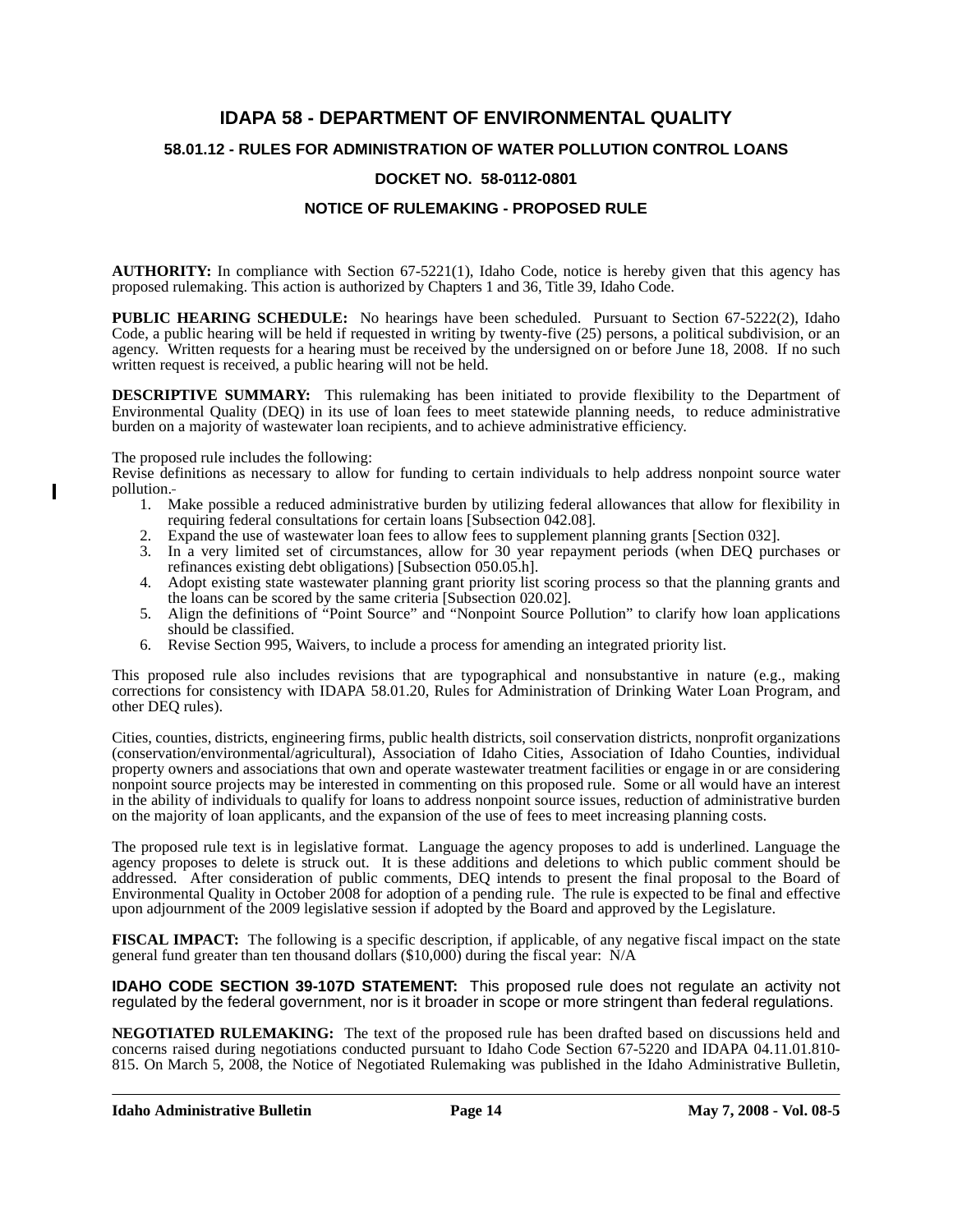# IDAPA 58 - DEPARTMENT OF ENVIRONMENTAL QUALITY

## 58.01.12 - RULES FOR ADMINISTRATION OF WATER POLLUTION CONTROL LOANS

## DOCKET NO. 58-0112-0801

## NOTICE OF RULEMAKING - PROPOSED RULE

**AUTHORITY:** In compliance with Section 67-5221(1), Idaho Code, notice is hereby given that this agency has proposed rulemaking. This action is authorized by Chapters 1 and 36, Title 39, Idaho Code.

**PUBLIC HEARING SCHEDULE:** No hearings have been scheduled. Pursuant to Section 67-5222(2), Idaho Code, a public hearing will be held if requested in writing by twenty-five (25) persons, a political subdivision, or an agency. Written requests for a hearing must be received by the undersigned on or before June 18, 2008. If no such written request is received, a public hearing will not be held.

**DESCRIPTIVE SUMMARY:** This rulemaking has been initiated to provide flexibility to the Department of Environmental Quality (DEQ) in its use of loan fees to meet statewide planning needs, to reduce administrative burden on a majority of wastewater loan recipients, and to achieve administrative efficiency.

The proposed rule includes the following:

Revise definitions as necessary to allow for funding to certain individuals to help address nonpoint source water pollution.

1. Make possible a reduced administrative burden by utilizing federal allowances that allow for flexibility in requiring federal consultations for certain loans [Subsection 042.08].
2. Expand the use of wastewater loan fees to allow fees to supplement planning grants [Section 032].
3. In a very limited set of circumstances, allow for 30 year repayment periods (when DEQ purchases or refinances existing debt obligations) [Subsection 050.05.h].
4. Adopt existing state wastewater planning grant priority list scoring process so that the planning grants and the loans can be scored by the same criteria [Subsection 020.02].
5. Align the definitions of "Point Source" and "Nonpoint Source Pollution" to clarify how loan applications should be classified.
6. Revise Section 995, Waivers, to include a process for amending an integrated priority list.

This proposed rule also includes revisions that are typographical and nonsubstantive in nature (e.g., making corrections for consistency with IDAPA 58.01.20, Rules for Administration of Drinking Water Loan Program, and other DEQ rules).

Cities, counties, districts, engineering firms, public health districts, soil conservation districts, nonprofit organizations (conservation/environmental/agricultural), Association of Idaho Cities, Association of Idaho Counties, individual property owners and associations that own and operate wastewater treatment facilities or engage in or are considering nonpoint source projects may be interested in commenting on this proposed rule. Some or all would have an interest in the ability of individuals to qualify for loans to address nonpoint source issues, reduction of administrative burden on the majority of loan applicants, and the expansion of the use of fees to meet increasing planning costs.

The proposed rule text is in legislative format. Language the agency proposes to add is underlined. Language the agency proposes to delete is struck out. It is these additions and deletions to which public comment should be addressed. After consideration of public comments, DEQ intends to present the final proposal to the Board of Environmental Quality in October 2008 for adoption of a pending rule. The rule is expected to be final and effective upon adjournment of the 2009 legislative session if adopted by the Board and approved by the Legislature.

**FISCAL IMPACT:** The following is a specific description, if applicable, of any negative fiscal impact on the state general fund greater than ten thousand dollars ($10,000) during the fiscal year: N/A

**IDAHO CODE SECTION 39-107D STATEMENT:** This proposed rule does not regulate an activity not regulated by the federal government, nor is it broader in scope or more stringent than federal regulations.

**NEGOTIATED RULEMAKING:** The text of the proposed rule has been drafted based on discussions held and concerns raised during negotiations conducted pursuant to Idaho Code Section 67-5220 and IDAPA 04.11.01.810-815. On March 5, 2008, the Notice of Negotiated Rulemaking was published in the Idaho Administrative Bulletin,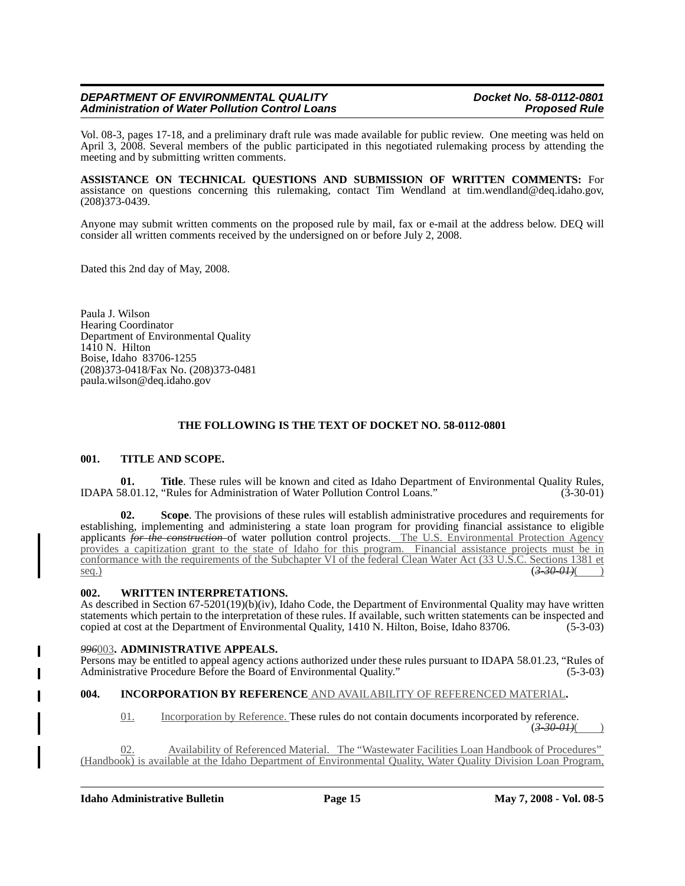Vol. 08-3, pages 17-18, and a preliminary draft rule was made available for public review. One meeting was held on April 3, 2008. Several members of the public participated in this negotiated rulemaking process by attending the meeting and by submitting written comments.

**ASSISTANCE ON TECHNICAL QUESTIONS AND SUBMISSION OF WRITTEN COMMENTS:** For assistance on questions concerning this rulemaking, contact Tim Wendland at tim.wendland@deq.idaho.gov, (208)373-0439.

Anyone may submit written comments on the proposed rule by mail, fax or e-mail at the address below. DEQ will consider all written comments received by the undersigned on or before July 2, 2008.

Dated this 2nd day of May, 2008.

Paula J. Wilson
Hearing Coordinator
Department of Environmental Quality
1410 N. Hilton
Boise, Idaho 83706-1255
(208)373-0418/Fax No. (208)373-0481
paula.wilson@deq.idaho.gov

**THE FOLLOWING IS THE TEXT OF DOCKET NO. 58-0112-0801**

**001. TITLE AND SCOPE.**

**01. Title**. These rules will be known and cited as Idaho Department of Environmental Quality Rules, IDAPA 58.01.12, "Rules for Administration of Water Pollution Control Loans." (3-30-01)

**02. Scope**. The provisions of these rules will establish administrative procedures and requirements for establishing, implementing and administering a state loan program for providing financial assistance to eligible applicants ~~*for the construction*~~ of water pollution control projects. The U.S. Environmental Protection Agency provides a capitization grant to the state of Idaho for this program. Financial assistance projects must be in conformance with the requirements of the Subchapter VI of the federal Clean Water Act (33 U.S.C. Sections 1381 et seq.) (~~*3-30-01*~~)(    )

**002. WRITTEN INTERPRETATIONS.**

As described in Section 67-5201(19)(b)(iv), Idaho Code, the Department of Environmental Quality may have written statements which pertain to the interpretation of these rules. If available, such written statements can be inspected and copied at cost at the Department of Environmental Quality, 1410 N. Hilton, Boise, Idaho 83706. (5-3-03)

**~~*996*~~003. ADMINISTRATIVE APPEALS.**

Persons may be entitled to appeal agency actions authorized under these rules pursuant to IDAPA 58.01.23, "Rules of Administrative Procedure Before the Board of Environmental Quality." (5-3-03)

**004. INCORPORATION BY REFERENCE** AND AVAILABILITY OF REFERENCED MATERIAL**.**

01. Incorporation by Reference. These rules do not contain documents incorporated by reference. (~~*3-30-01*~~)(    )

02. Availability of Referenced Material. The "Wastewater Facilities Loan Handbook of Procedures" (Handbook) is available at the Idaho Department of Environmental Quality, Water Quality Division Loan Program,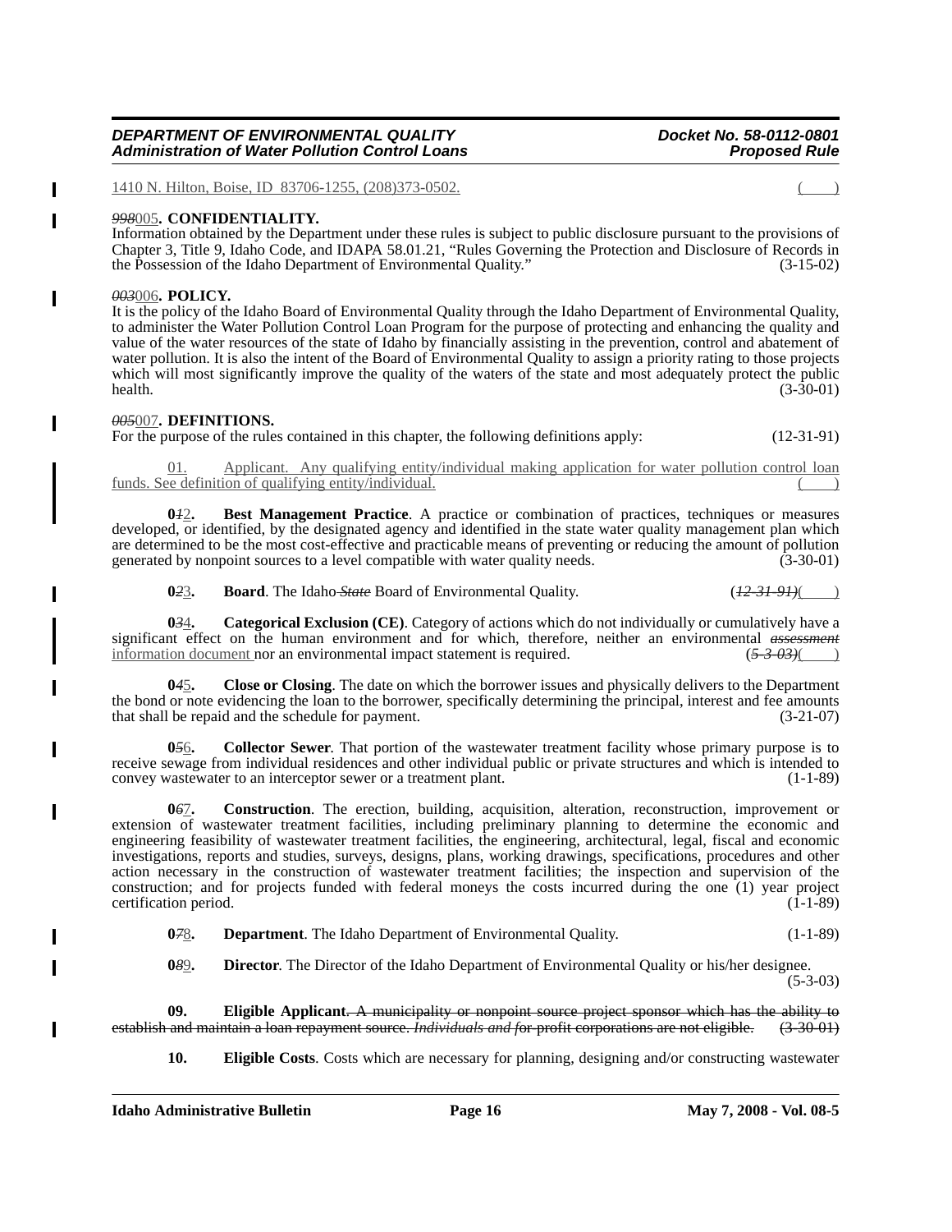1410 N. Hilton, Boise, ID 83706-1255, (208)373-0502. ( )

***998*005. CONFIDENTIALITY.**

Information obtained by the Department under these rules is subject to public disclosure pursuant to the provisions of Chapter 3, Title 9, Idaho Code, and IDAPA 58.01.21, "Rules Governing the Protection and Disclosure of Records in the Possession of the Idaho Department of Environmental Quality." (3-15-02)

***003*006. POLICY.**

It is the policy of the Idaho Board of Environmental Quality through the Idaho Department of Environmental Quality, to administer the Water Pollution Control Loan Program for the purpose of protecting and enhancing the quality and value of the water resources of the state of Idaho by financially assisting in the prevention, control and abatement of water pollution. It is also the intent of the Board of Environmental Quality to assign a priority rating to those projects which will most significantly improve the quality of the waters of the state and most adequately protect the public health. (3-30-01)

***005*007. DEFINITIONS.**

For the purpose of the rules contained in this chapter, the following definitions apply: (12-31-91)

01. Applicant. Any qualifying entity/individual making application for water pollution control loan funds. See definition of qualifying entity/individual. ( )

**0*1*2. Best Management Practice**. A practice or combination of practices, techniques or measures developed, or identified, by the designated agency and identified in the state water quality management plan which are determined to be the most cost-effective and practicable means of preventing or reducing the amount of pollution generated by nonpoint sources to a level compatible with water quality needs. (3-30-01)

**0*2*3. Board**. The Idaho ~~*State*~~ Board of Environmental Quality. (~~*12-31-91*~~)( )

**0*3*4. Categorical Exclusion (CE)**. Category of actions which do not individually or cumulatively have a significant effect on the human environment and for which, therefore, neither an environmental ~~*assessment*~~ information document nor an environmental impact statement is required. (~~*5-3-03*~~)( )

**0*4*5. Close or Closing**. The date on which the borrower issues and physically delivers to the Department the bond or note evidencing the loan to the borrower, specifically determining the principal, interest and fee amounts that shall be repaid and the schedule for payment. (3-21-07)

**0*5*6. Collector Sewer**. That portion of the wastewater treatment facility whose primary purpose is to receive sewage from individual residences and other individual public or private structures and which is intended to convey wastewater to an interceptor sewer or a treatment plant. (1-1-89)

**0*6*7. Construction**. The erection, building, acquisition, alteration, reconstruction, improvement or extension of wastewater treatment facilities, including preliminary planning to determine the economic and engineering feasibility of wastewater treatment facilities, the engineering, architectural, legal, fiscal and economic investigations, reports and studies, surveys, designs, plans, working drawings, specifications, procedures and other action necessary in the construction of wastewater treatment facilities; the inspection and supervision of the construction; and for projects funded with federal moneys the costs incurred during the one (1) year project certification period. (1-1-89)

**0*7*8. Department**. The Idaho Department of Environmental Quality. (1-1-89)

**0*8*9. Director**. The Director of the Idaho Department of Environmental Quality or his/her designee. (5-3-03)

**09. Eligible Applicant**~~. A municipality or nonpoint source project sponsor which has the ability to establish and maintain a loan repayment source. *Individuals and f*or-profit corporations are not eligible. (3-30-01)~~

**10. Eligible Costs**. Costs which are necessary for planning, designing and/or constructing wastewater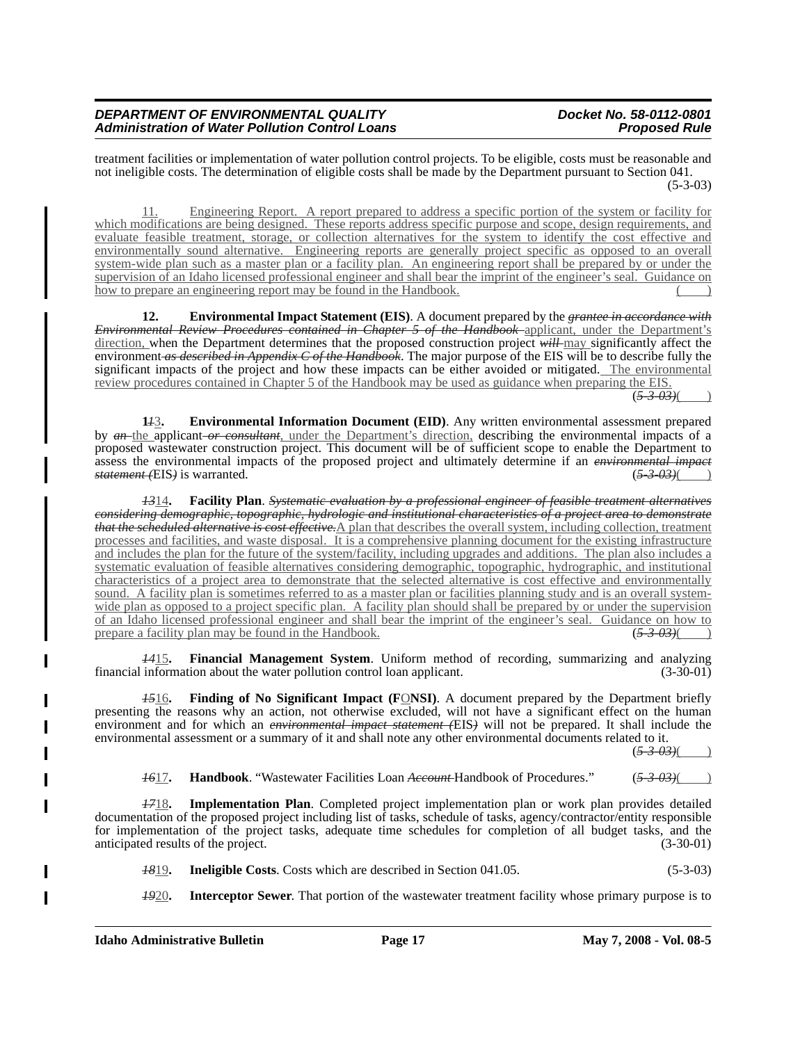treatment facilities or implementation of water pollution control projects. To be eligible, costs must be reasonable and not ineligible costs. The determination of eligible costs shall be made by the Department pursuant to Section 041. (5-3-03)

11. Engineering Report. A report prepared to address a specific portion of the system or facility for which modifications are being designed. These reports address specific purpose and scope, design requirements, and evaluate feasible treatment, storage, or collection alternatives for the system to identify the cost effective and environmentally sound alternative. Engineering reports are generally project specific as opposed to an overall system-wide plan such as a master plan or a facility plan. An engineering report shall be prepared by or under the supervision of an Idaho licensed professional engineer and shall bear the imprint of the engineer's seal. Guidance on how to prepare an engineering report may be found in the Handbook. ( )

**12. Environmental Impact Statement (EIS)**. A document prepared by the ~~*grantee in accordance with Environmental Review Procedures contained in Chapter 5 of the Handbook*~~ applicant, under the Department's direction, when the Department determines that the proposed construction project ~~*will*~~ may significantly affect the environment ~~*as described in Appendix C of the Handbook*~~. The major purpose of the EIS will be to describe fully the significant impacts of the project and how these impacts can be either avoided or mitigated. The environmental review procedures contained in Chapter 5 of the Handbook may be used as guidance when preparing the EIS. (~~*5-3-03*~~)( )

**1~~*1*~~3. Environmental Information Document (EID)**. Any written environmental assessment prepared by ~~*an*~~ the applicant ~~*or consultant*~~, under the Department's direction, describing the environmental impacts of a proposed wastewater construction project. This document will be of sufficient scope to enable the Department to assess the environmental impacts of the proposed project and ultimately determine if an ~~*environmental impact statement (*~~EIS~~*)*~~ is warranted. (~~*5-3-03*~~)( )

**~~*13*~~14. Facility Plan**. ~~*Systematic evaluation by a professional engineer of feasible treatment alternatives considering demographic, topographic, hydrologic and institutional characteristics of a project area to demonstrate that the scheduled alternative is cost effective.*~~ A plan that describes the overall system, including collection, treatment processes and facilities, and waste disposal. It is a comprehensive planning document for the existing infrastructure and includes the plan for the future of the system/facility, including upgrades and additions. The plan also includes a systematic evaluation of feasible alternatives considering demographic, topographic, hydrographic, and institutional characteristics of a project area to demonstrate that the selected alternative is cost effective and environmentally sound. A facility plan is sometimes referred to as a master plan or facilities planning study and is an overall system-wide plan as opposed to a project specific plan. A facility plan should shall be prepared by or under the supervision of an Idaho licensed professional engineer and shall bear the imprint of the engineer's seal. Guidance on how to prepare a facility plan may be found in the Handbook. (~~*5-3-03*~~)( )

**~~*14*~~15. Financial Management System**. Uniform method of recording, summarizing and analyzing financial information about the water pollution control loan applicant. (3-30-01)

**~~*15*~~16. Finding of No Significant Impact (FONSI)**. A document prepared by the Department briefly presenting the reasons why an action, not otherwise excluded, will not have a significant effect on the human environment and for which an ~~*environmental impact statement (*~~EIS~~*)*~~ will not be prepared. It shall include the environmental assessment or a summary of it and shall note any other environmental documents related to it. (~~*5-3-03*~~)( )

**~~*16*~~17. Handbook**. "Wastewater Facilities Loan ~~*Account*~~ Handbook of Procedures." (~~*5-3-03*~~)( )

**~~*17*~~18. Implementation Plan**. Completed project implementation plan or work plan provides detailed documentation of the proposed project including list of tasks, schedule of tasks, agency/contractor/entity responsible for implementation of the project tasks, adequate time schedules for completion of all budget tasks, and the anticipated results of the project. (3-30-01)

**~~*18*~~19. Ineligible Costs**. Costs which are described in Section 041.05. (5-3-03)

**~~*19*~~20. Interceptor Sewer**. That portion of the wastewater treatment facility whose primary purpose is to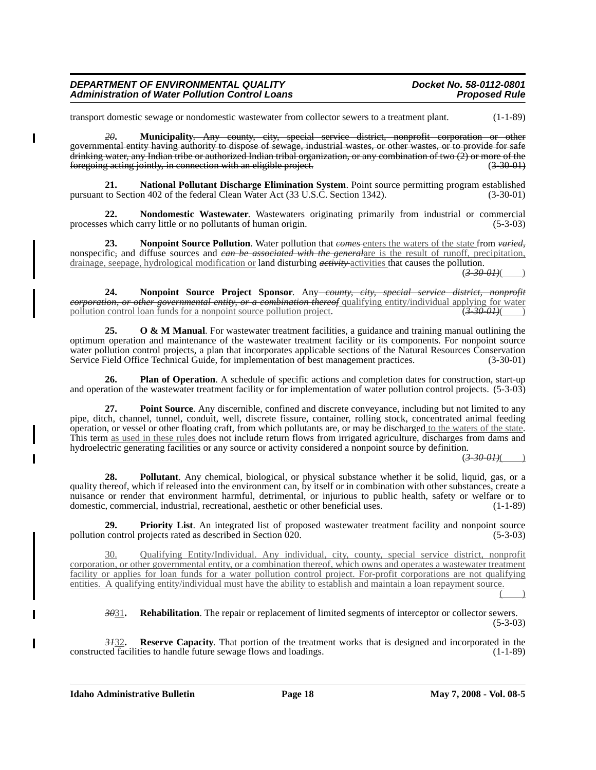transport domestic sewage or nondomestic wastewater from collector sewers to a treatment plant. (1-1-89)

~~*20*. **Municipality**. Any county, city, special service district, nonprofit corporation or other governmental entity having authority to dispose of sewage, industrial wastes, or other wastes, or to provide for safe drinking water, any Indian tribe or authorized Indian tribal organization, or any combination of two (2) or more of the foregoing acting jointly, in connection with an eligible project. (3-30-01)~~

**21. National Pollutant Discharge Elimination System**. Point source permitting program established pursuant to Section 402 of the federal Clean Water Act (33 U.S.C. Section 1342). (3-30-01)

**22. Nondomestic Wastewater**. Wastewaters originating primarily from industrial or commercial processes which carry little or no pollutants of human origin. (5-3-03)

**23. Nonpoint Source Pollution**. Water pollution that ~~*comes*~~ enters the waters of the state from ~~*varied*,~~ nonspecific~~,~~ and diffuse sources and ~~*can be associated with the general*~~are is the result of runoff, precipitation, drainage, seepage, hydrological modification or land disturbing ~~*activity*~~ activities that causes the pollution. (~~*3-30-01*~~)(    )

**24. Nonpoint Source Project Sponsor**. Any ~~*county, city, special service district, nonprofit corporation, or other governmental entity, or a combination thereof*~~ qualifying entity/individual applying for water pollution control loan funds for a nonpoint source pollution project. (~~*3-30-01*~~)(    )

**25. O & M Manual**. For wastewater treatment facilities, a guidance and training manual outlining the optimum operation and maintenance of the wastewater treatment facility or its components. For nonpoint source water pollution control projects, a plan that incorporates applicable sections of the Natural Resources Conservation Service Field Office Technical Guide, for implementation of best management practices. (3-30-01)

**26. Plan of Operation**. A schedule of specific actions and completion dates for construction, start-up and operation of the wastewater treatment facility or for implementation of water pollution control projects. (5-3-03)

**27. Point Source**. Any discernible, confined and discrete conveyance, including but not limited to any pipe, ditch, channel, tunnel, conduit, well, discrete fissure, container, rolling stock, concentrated animal feeding operation, or vessel or other floating craft, from which pollutants are, or may be discharged to the waters of the state. This term as used in these rules does not include return flows from irrigated agriculture, discharges from dams and hydroelectric generating facilities or any source or activity considered a nonpoint source by definition. (~~*3-30-01*~~)(    )

**28. Pollutant**. Any chemical, biological, or physical substance whether it be solid, liquid, gas, or a quality thereof, which if released into the environment can, by itself or in combination with other substances, create a nuisance or render that environment harmful, detrimental, or injurious to public health, safety or welfare or to domestic, commercial, industrial, recreational, aesthetic or other beneficial uses. (1-1-89)

**29. Priority List**. An integrated list of proposed wastewater treatment facility and nonpoint source pollution control projects rated as described in Section 020. (5-3-03)

30. Qualifying Entity/Individual. Any individual, city, county, special service district, nonprofit corporation, or other governmental entity, or a combination thereof, which owns and operates a wastewater treatment facility or applies for loan funds for a water pollution control project. For-profit corporations are not qualifying entities. A qualifying entity/individual must have the ability to establish and maintain a loan repayment source. (    )

~~*30*~~31. **Rehabilitation**. The repair or replacement of limited segments of interceptor or collector sewers. (5-3-03)

~~*31*~~32. **Reserve Capacity**. That portion of the treatment works that is designed and incorporated in the constructed facilities to handle future sewage flows and loadings. (1-1-89)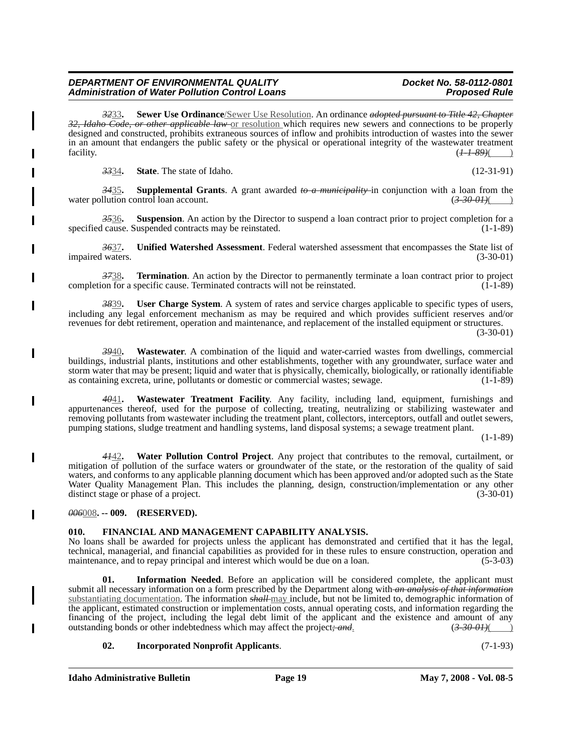~~32~~33**. Sewer Use Ordinance**/Sewer Use Resolution. An ordinance ~~adopted pursuant to Title 42, Chapter 32, Idaho Code, or other applicable law~~ or resolution which requires new sewers and connections to be properly designed and constructed, prohibits extraneous sources of inflow and prohibits introduction of wastes into the sewer in an amount that endangers the public safety or the physical or operational integrity of the wastewater treatment facility. (~~1-1-89~~)(____)

~~33~~34**. State**. The state of Idaho. (12-31-91)

~~34~~35**. Supplemental Grants**. A grant awarded ~~to a municipality~~ in conjunction with a loan from the water pollution control loan account. (~~3-30-01~~)(____)

~~35~~36**. Suspension**. An action by the Director to suspend a loan contract prior to project completion for a specified cause. Suspended contracts may be reinstated. (1-1-89)

~~36~~37**. Unified Watershed Assessment**. Federal watershed assessment that encompasses the State list of impaired waters. (3-30-01)

~~37~~38**. Termination**. An action by the Director to permanently terminate a loan contract prior to project completion for a specific cause. Terminated contracts will not be reinstated. (1-1-89)

~~38~~39**. User Charge System**. A system of rates and service charges applicable to specific types of users, including any legal enforcement mechanism as may be required and which provides sufficient reserves and/or revenues for debt retirement, operation and maintenance, and replacement of the installed equipment or structures. (3-30-01)

~~39~~40**. Wastewater**. A combination of the liquid and water-carried wastes from dwellings, commercial buildings, industrial plants, institutions and other establishments, together with any groundwater, surface water and storm water that may be present; liquid and water that is physically, chemically, biologically, or rationally identifiable as containing excreta, urine, pollutants or domestic or commercial wastes; sewage. (1-1-89)

~~40~~41**. Wastewater Treatment Facility**. Any facility, including land, equipment, furnishings and appurtenances thereof, used for the purpose of collecting, treating, neutralizing or stabilizing wastewater and removing pollutants from wastewater including the treatment plant, collectors, interceptors, outfall and outlet sewers, pumping stations, sludge treatment and handling systems, land disposal systems; a sewage treatment plant. (1-1-89)

~~41~~42**. Water Pollution Control Project**. Any project that contributes to the removal, curtailment, or mitigation of pollution of the surface waters or groundwater of the state, or the restoration of the quality of said waters, and conforms to any applicable planning document which has been approved and/or adopted such as the State Water Quality Management Plan. This includes the planning, design, construction/implementation or any other distinct stage or phase of a project. (3-30-01)

**~~006~~008. -- 009. (RESERVED).**

**010. FINANCIAL AND MANAGEMENT CAPABILITY ANALYSIS.**

No loans shall be awarded for projects unless the applicant has demonstrated and certified that it has the legal, technical, managerial, and financial capabilities as provided for in these rules to ensure construction, operation and maintenance, and to repay principal and interest which would be due on a loan. (5-3-03)

**01. Information Needed**. Before an application will be considered complete, the applicant must submit all necessary information on a form prescribed by the Department along with ~~an analysis of that information~~ substantiating documentation. The information ~~shall~~ may include, but not be limited to, demographic information of the applicant, estimated construction or implementation costs, annual operating costs, and information regarding the financing of the project, including the legal debt limit of the applicant and the existence and amount of any outstanding bonds or other indebtedness which may affect the project~~; and~~. (~~3-30-01~~)(____)

**02. Incorporated Nonprofit Applicants**. (7-1-93)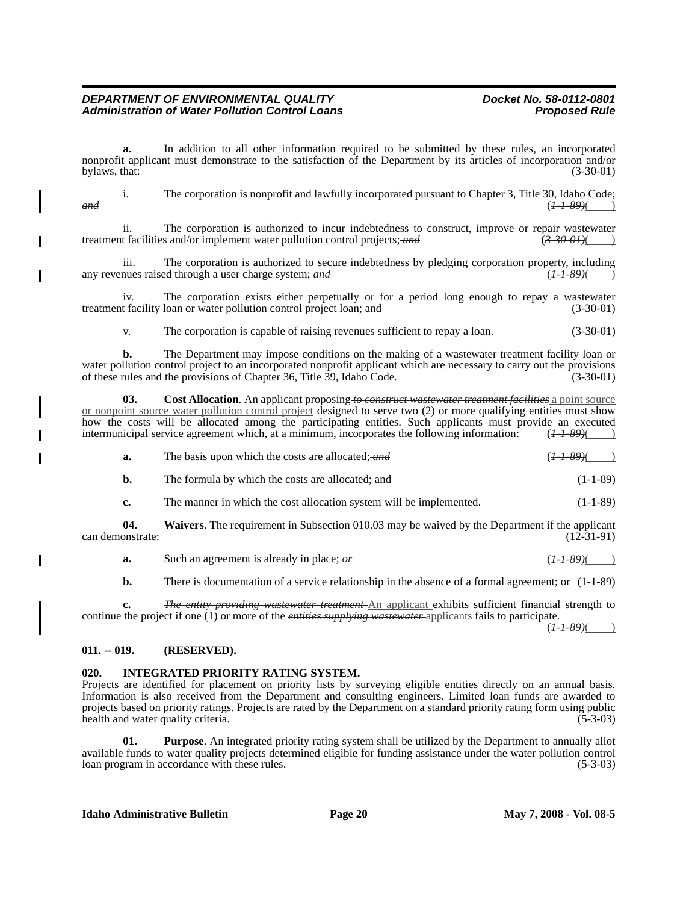**a.** In addition to all other information required to be submitted by these rules, an incorporated nonprofit applicant must demonstrate to the satisfaction of the Department by its articles of incorporation and/or bylaws, that: (3-30-01)

i. The corporation is nonprofit and lawfully incorporated pursuant to Chapter 3, Title 30, Idaho Code; ~~*and*~~ (~~*1-1-89*~~)(____)

ii. The corporation is authorized to incur indebtedness to construct, improve or repair wastewater treatment facilities and/or implement water pollution control projects; ~~*and*~~ (~~*3-30-01*~~)(____)

iii. The corporation is authorized to secure indebtedness by pledging corporation property, including any revenues raised through a user charge system; ~~*and*~~ (~~*1-1-89*~~)(____)

iv. The corporation exists either perpetually or for a period long enough to repay a wastewater treatment facility loan or water pollution control project loan; and (3-30-01)

v. The corporation is capable of raising revenues sufficient to repay a loan. (3-30-01)

**b.** The Department may impose conditions on the making of a wastewater treatment facility loan or water pollution control project to an incorporated nonprofit applicant which are necessary to carry out the provisions of these rules and the provisions of Chapter 36, Title 39, Idaho Code. (3-30-01)

**03. Cost Allocation**. An applicant proposing ~~*to construct wastewater treatment facilities*~~ <u>a point source or nonpoint source water pollution control project</u> designed to serve two (2) or more ~~qualifying~~ entities must show how the costs will be allocated among the participating entities. Such applicants must provide an executed intermunicipal service agreement which, at a minimum, incorporates the following information: (~~*1-1-89*~~)(____)

**a.** The basis upon which the costs are allocated; ~~*and*~~ (~~*1-1-89*~~)(____)

**b.** The formula by which the costs are allocated; and (1-1-89)

**c.** The manner in which the cost allocation system will be implemented. (1-1-89)

**04. Waivers**. The requirement in Subsection 010.03 may be waived by the Department if the applicant can demonstrate: (12-31-91)

**a.** Such an agreement is already in place; ~~*or*~~ (~~*1-1-89*~~)(____)

**b.** There is documentation of a service relationship in the absence of a formal agreement; or (1-1-89)

**c.** ~~*The entity providing wastewater treatment*~~ <u>An applicant</u> exhibits sufficient financial strength to continue the project if one (1) or more of the ~~*entities supplying wastewater*~~ <u>applicants</u> fails to participate. (~~*1-1-89*~~)(____)

**011. -- 019. (RESERVED).**

**020. INTEGRATED PRIORITY RATING SYSTEM.**

Projects are identified for placement on priority lists by surveying eligible entities directly on an annual basis. Information is also received from the Department and consulting engineers. Limited loan funds are awarded to projects based on priority ratings. Projects are rated by the Department on a standard priority rating form using public health and water quality criteria. (5-3-03)

**01. Purpose**. An integrated priority rating system shall be utilized by the Department to annually allot available funds to water quality projects determined eligible for funding assistance under the water pollution control loan program in accordance with these rules. (5-3-03)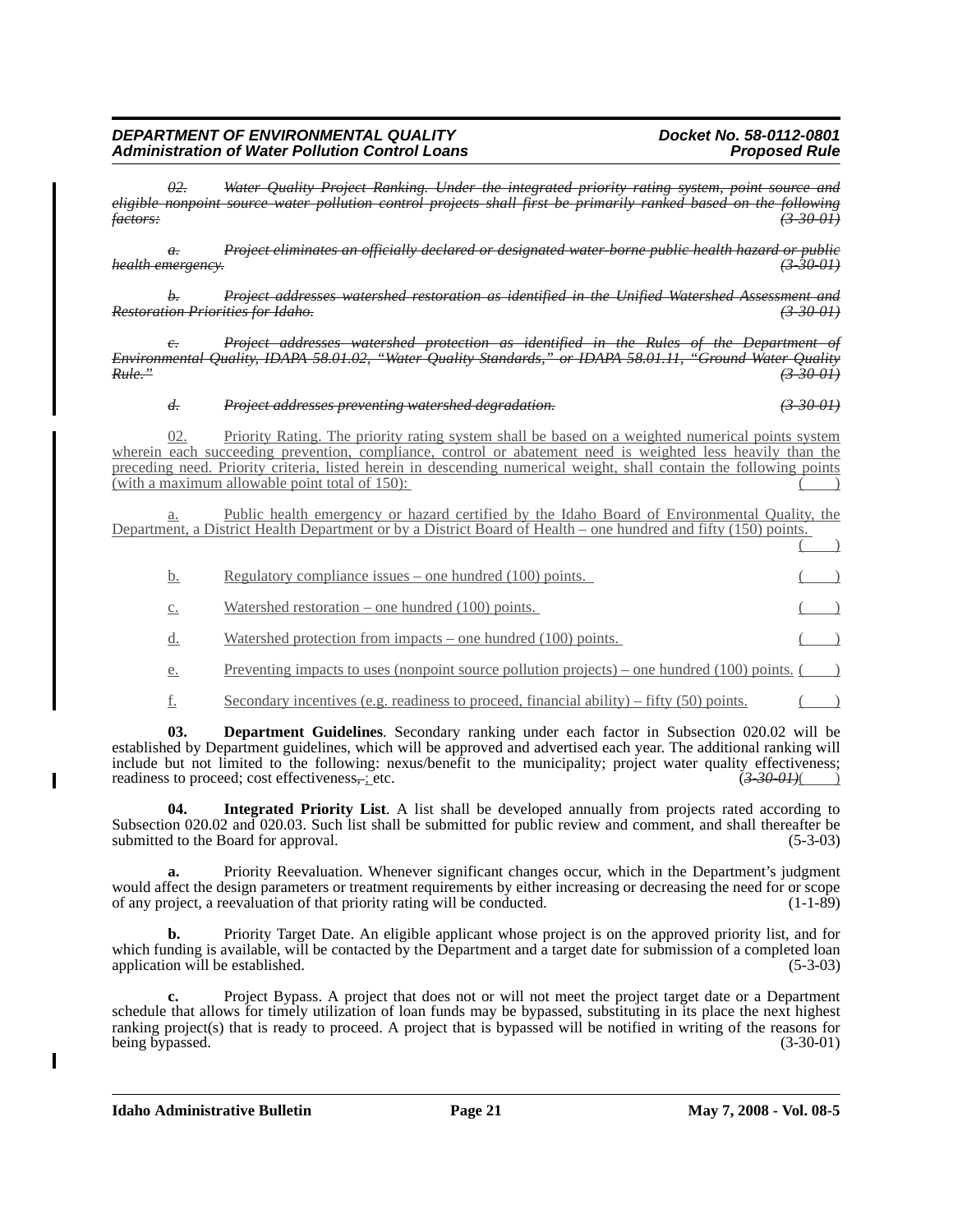*~~02. Water Quality Project Ranking. Under the integrated priority rating system, point source and eligible nonpoint source water pollution control projects shall first be primarily ranked based on the following factors:~~* *~~(3-30-01)~~*

*~~a. Project eliminates an officially declared or designated water-borne public health hazard or public health emergency.~~* *~~(3-30-01)~~*

*~~b. Project addresses watershed restoration as identified in the Unified Watershed Assessment and Restoration Priorities for Idaho.~~* *~~(3-30-01)~~*

*~~c. Project addresses watershed protection as identified in the Rules of the Department of Environmental Quality, IDAPA 58.01.02, "Water Quality Standards," or IDAPA 58.01.11, "Ground Water Quality Rule."~~* *~~(3-30-01)~~*

*~~d. Project addresses preventing watershed degradation.~~* *~~(3-30-01)~~*

<u>02. Priority Rating. The priority rating system shall be based on a weighted numerical points system wherein each succeeding prevention, compliance, control or abatement need is weighted less heavily than the preceding need. Priority criteria, listed herein in descending numerical weight, shall contain the following points (with a maximum allowable point total of 150):</u> <u>(    )</u>

<u>a. Public health emergency or hazard certified by the Idaho Board of Environmental Quality, the Department, a District Health Department or by a District Board of Health – one hundred and fifty (150) points.</u> <u>(    )</u>

<u>b. Regulatory compliance issues – one hundred (100) points.</u> <u>(    )</u>

<u>c. Watershed restoration – one hundred (100) points.</u> <u>(    )</u>

<u>d. Watershed protection from impacts – one hundred (100) points.</u> <u>(    )</u>

<u>e. Preventing impacts to uses (nonpoint source pollution projects) – one hundred (100) points.</u> <u>(    )</u>

<u>f. Secondary incentives (e.g. readiness to proceed, financial ability) – fifty (50) points.</u> <u>(    )</u>

**03. Department Guidelines**. Secondary ranking under each factor in Subsection 020.02 will be established by Department guidelines, which will be approved and advertised each year. The additional ranking will include but not limited to the following: nexus/benefit to the municipality; project water quality effectiveness; readiness to proceed; cost effectiveness~~,~~<u>;</u> etc. (*~~3-30-01~~*)(    )

**04. Integrated Priority List**. A list shall be developed annually from projects rated according to Subsection 020.02 and 020.03. Such list shall be submitted for public review and comment, and shall thereafter be submitted to the Board for approval. (5-3-03)

**a.** Priority Reevaluation. Whenever significant changes occur, which in the Department's judgment would affect the design parameters or treatment requirements by either increasing or decreasing the need for or scope of any project, a reevaluation of that priority rating will be conducted. (1-1-89)

**b.** Priority Target Date. An eligible applicant whose project is on the approved priority list, and for which funding is available, will be contacted by the Department and a target date for submission of a completed loan application will be established. (5-3-03)

**c.** Project Bypass. A project that does not or will not meet the project target date or a Department schedule that allows for timely utilization of loan funds may be bypassed, substituting in its place the next highest ranking project(s) that is ready to proceed. A project that is bypassed will be notified in writing of the reasons for being bypassed. (3-30-01)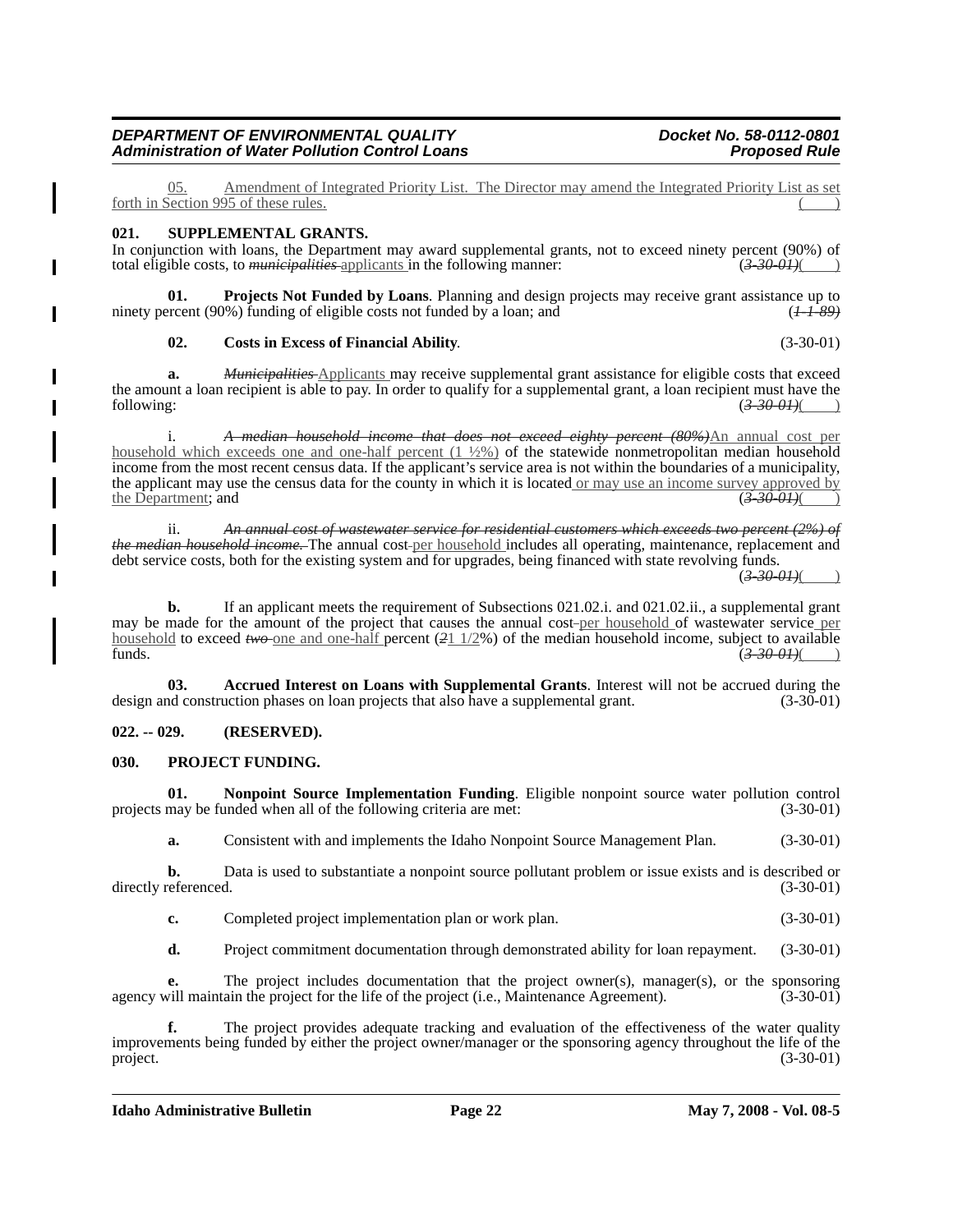05. Amendment of Integrated Priority List. The Director may amend the Integrated Priority List as set forth in Section 995 of these rules. ( )

**021. SUPPLEMENTAL GRANTS.**

In conjunction with loans, the Department may award supplemental grants, not to exceed ninety percent (90%) of total eligible costs, to ~~*municipalities*~~ applicants in the following manner: (~~*3-30-01*~~)( )

**01. Projects Not Funded by Loans**. Planning and design projects may receive grant assistance up to ninety percent (90%) funding of eligible costs not funded by a loan; and (~~*1-1-89*~~)

**02. Costs in Excess of Financial Ability**. (3-30-01)

**a.** ~~*Municipalities*~~ Applicants may receive supplemental grant assistance for eligible costs that exceed the amount a loan recipient is able to pay. In order to qualify for a supplemental grant, a loan recipient must have the following: (~~*3-30-01*~~)( )

i. ~~*A median household income that does not exceed eighty percent (80%)*~~An annual cost per household which exceeds one and one-half percent (1 ½%) of the statewide nonmetropolitan median household income from the most recent census data. If the applicant's service area is not within the boundaries of a municipality, the applicant may use the census data for the county in which it is located or may use an income survey approved by the Department; and (~~*3-30-01*~~)( )

ii. ~~*An annual cost of wastewater service for residential customers which exceeds two percent (2%) of the median household income.*~~ The annual cost per household includes all operating, maintenance, replacement and debt service costs, both for the existing system and for upgrades, being financed with state revolving funds. (~~*3-30-01*~~)( )

**b.** If an applicant meets the requirement of Subsections 021.02.i. and 021.02.ii., a supplemental grant may be made for the amount of the project that causes the annual cost per household of wastewater service per household to exceed ~~*two*~~ one and one-half percent (~~*2*~~1 1/2%) of the median household income, subject to available funds. (~~*3-30-01*~~)( )

**03. Accrued Interest on Loans with Supplemental Grants**. Interest will not be accrued during the design and construction phases on loan projects that also have a supplemental grant. (3-30-01)

**022. -- 029. (RESERVED).**

**030. PROJECT FUNDING.**

**01. Nonpoint Source Implementation Funding**. Eligible nonpoint source water pollution control projects may be funded when all of the following criteria are met: (3-30-01)

**a.** Consistent with and implements the Idaho Nonpoint Source Management Plan. (3-30-01)

**b.** Data is used to substantiate a nonpoint source pollutant problem or issue exists and is described or directly referenced. (3-30-01)

**c.** Completed project implementation plan or work plan. (3-30-01)

**d.** Project commitment documentation through demonstrated ability for loan repayment. (3-30-01)

**e.** The project includes documentation that the project owner(s), manager(s), or the sponsoring agency will maintain the project for the life of the project (i.e., Maintenance Agreement). (3-30-01)

**f.** The project provides adequate tracking and evaluation of the effectiveness of the water quality improvements being funded by either the project owner/manager or the sponsoring agency throughout the life of the project. (3-30-01)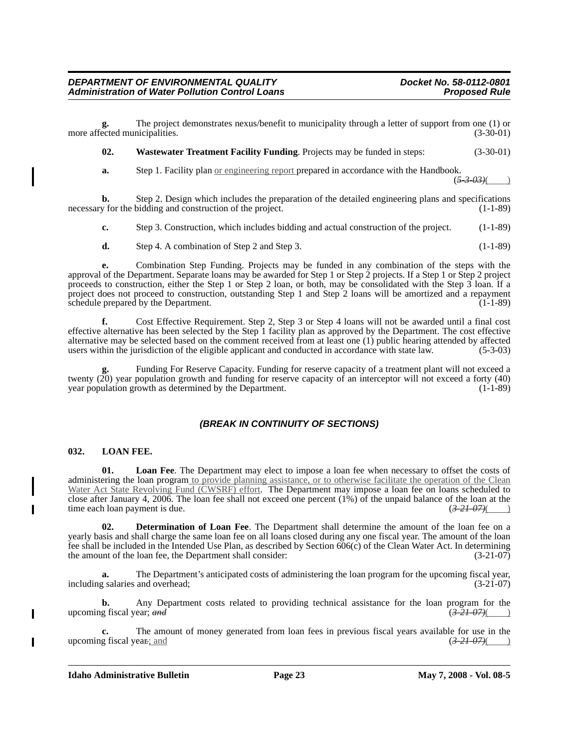**g.** The project demonstrates nexus/benefit to municipality through a letter of support from one (1) or more affected municipalities. (3-30-01)

**02. Wastewater Treatment Facility Funding**. Projects may be funded in steps: (3-30-01)

**a.** Step 1. Facility plan or engineering report prepared in accordance with the Handbook. (~~5-3-03~~)(____)

**b.** Step 2. Design which includes the preparation of the detailed engineering plans and specifications necessary for the bidding and construction of the project. (1-1-89)

**c.** Step 3. Construction, which includes bidding and actual construction of the project. (1-1-89)

**d.** Step 4. A combination of Step 2 and Step 3. (1-1-89)

**e.** Combination Step Funding. Projects may be funded in any combination of the steps with the approval of the Department. Separate loans may be awarded for Step 1 or Step 2 projects. If a Step 1 or Step 2 project proceeds to construction, either the Step 1 or Step 2 loan, or both, may be consolidated with the Step 3 loan. If a project does not proceed to construction, outstanding Step 1 and Step 2 loans will be amortized and a repayment schedule prepared by the Department. (1-1-89)

**f.** Cost Effective Requirement. Step 2, Step 3 or Step 4 loans will not be awarded until a final cost effective alternative has been selected by the Step 1 facility plan as approved by the Department. The cost effective alternative may be selected based on the comment received from at least one (1) public hearing attended by affected users within the jurisdiction of the eligible applicant and conducted in accordance with state law. (5-3-03)

**g.** Funding For Reserve Capacity. Funding for reserve capacity of a treatment plant will not exceed a twenty (20) year population growth and funding for reserve capacity of an interceptor will not exceed a forty (40) year population growth as determined by the Department. (1-1-89)

***(BREAK IN CONTINUITY OF SECTIONS)***

**032. LOAN FEE.**

**01. Loan Fee**. The Department may elect to impose a loan fee when necessary to offset the costs of administering the loan program to provide planning assistance, or to otherwise facilitate the operation of the Clean Water Act State Revolving Fund (CWSRF) effort. The Department may impose a loan fee on loans scheduled to close after January 4, 2006. The loan fee shall not exceed one percent (1%) of the unpaid balance of the loan at the time each loan payment is due. (~~3-21-07~~)(____)

**02. Determination of Loan Fee**. The Department shall determine the amount of the loan fee on a yearly basis and shall charge the same loan fee on all loans closed during any one fiscal year. The amount of the loan fee shall be included in the Intended Use Plan, as described by Section 606(c) of the Clean Water Act. In determining the amount of the loan fee, the Department shall consider: (3-21-07)

**a.** The Department's anticipated costs of administering the loan program for the upcoming fiscal year, including salaries and overhead; (3-21-07)

**b.** Any Department costs related to providing technical assistance for the loan program for the upcoming fiscal year; ~~*and*~~ (~~3-21-07~~)(____)

**c.** The amount of money generated from loan fees in previous fiscal years available for use in the upcoming fiscal year~~.~~; and (~~3-21-07~~)(____)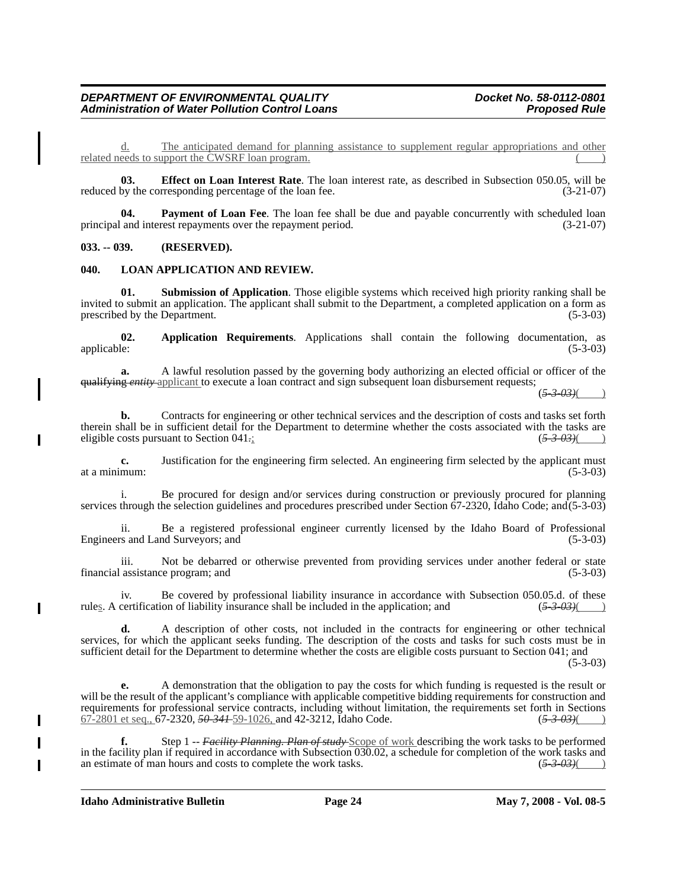d. The anticipated demand for planning assistance to supplement regular appropriations and other related needs to support the CWSRF loan program. ( )

**03. Effect on Loan Interest Rate**. The loan interest rate, as described in Subsection 050.05, will be reduced by the corresponding percentage of the loan fee. (3-21-07)

**04. Payment of Loan Fee**. The loan fee shall be due and payable concurrently with scheduled loan principal and interest repayments over the repayment period. (3-21-07)

**033. -- 039. (RESERVED).**

**040. LOAN APPLICATION AND REVIEW.**

**01. Submission of Application**. Those eligible systems which received high priority ranking shall be invited to submit an application. The applicant shall submit to the Department, a completed application on a form as prescribed by the Department. (5-3-03)

**02. Application Requirements**. Applications shall contain the following documentation, as applicable: (5-3-03)

**a.** A lawful resolution passed by the governing body authorizing an elected official or officer of the ~~qualifying~~ ~~*entity*~~ applicant to execute a loan contract and sign subsequent loan disbursement requests; (~~*5-3-03*~~)( )

**b.** Contracts for engineering or other technical services and the description of costs and tasks set forth therein shall be in sufficient detail for the Department to determine whether the costs associated with the tasks are eligible costs pursuant to Section 041~~.~~; (~~*5-3-03*~~)( )

**c.** Justification for the engineering firm selected. An engineering firm selected by the applicant must at a minimum: (5-3-03)

i. Be procured for design and/or services during construction or previously procured for planning services through the selection guidelines and procedures prescribed under Section 67-2320, Idaho Code; and (5-3-03)

ii. Be a registered professional engineer currently licensed by the Idaho Board of Professional Engineers and Land Surveyors; and (5-3-03)

iii. Not be debarred or otherwise prevented from providing services under another federal or state financial assistance program; and (5-3-03)

iv. Be covered by professional liability insurance in accordance with Subsection 050.05.d. of these rules. A certification of liability insurance shall be included in the application; and (~~*5-3-03*~~)( )

**d.** A description of other costs, not included in the contracts for engineering or other technical services, for which the applicant seeks funding. The description of the costs and tasks for such costs must be in sufficient detail for the Department to determine whether the costs are eligible costs pursuant to Section 041; and (5-3-03)

**e.** A demonstration that the obligation to pay the costs for which funding is requested is the result or will be the result of the applicant's compliance with applicable competitive bidding requirements for construction and requirements for professional service contracts, including without limitation, the requirements set forth in Sections 67-2801 et seq., 67-2320, ~~*50-341*~~ 59-1026, and 42-3212, Idaho Code. (~~*5-3-03*~~)( )

**f.** Step 1 -- ~~*Facility Planning. Plan of study*~~ Scope of work describing the work tasks to be performed in the facility plan if required in accordance with Subsection 030.02, a schedule for completion of the work tasks and an estimate of man hours and costs to complete the work tasks. (~~*5-3-03*~~)( )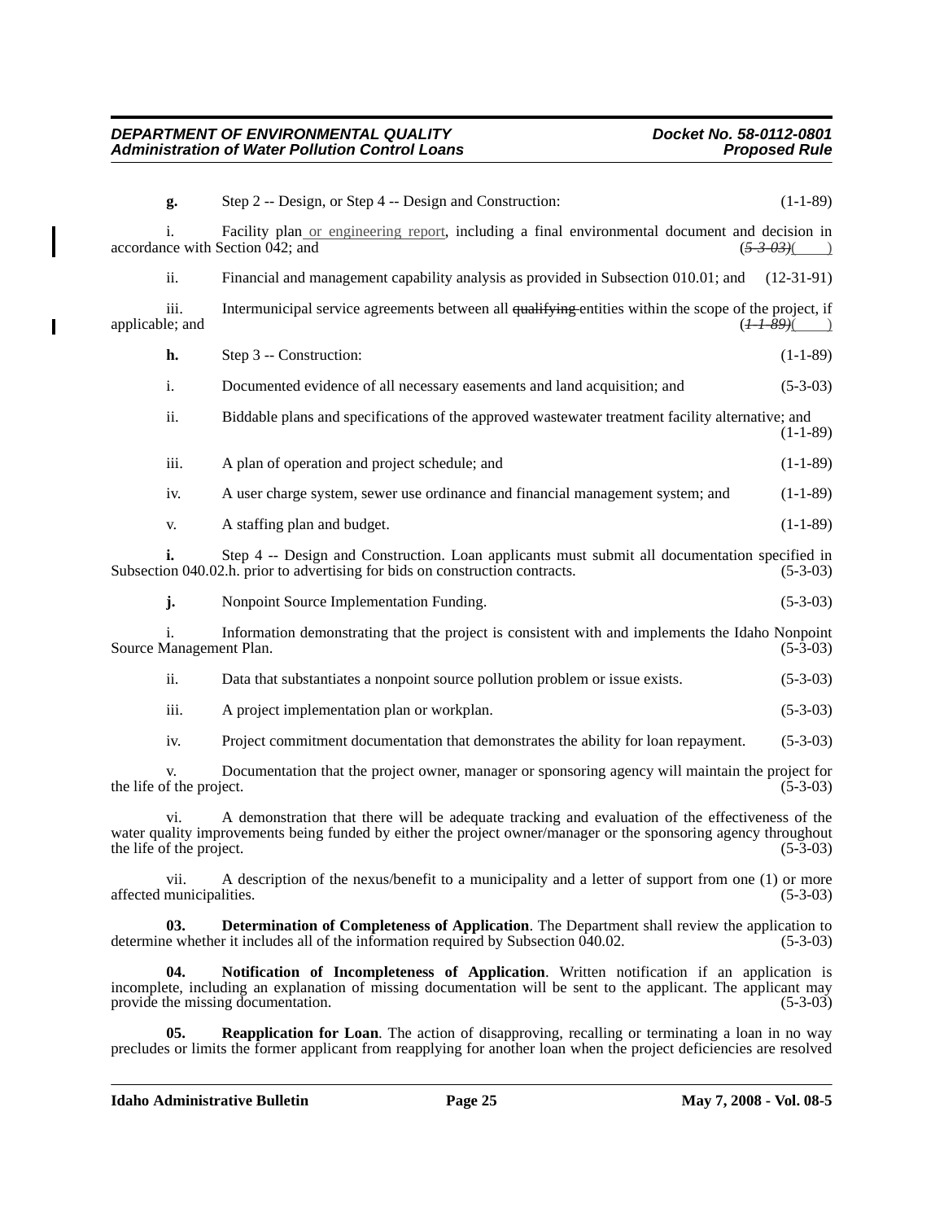**g.** Step 2 -- Design, or Step 4 -- Design and Construction: (1-1-89)

i. Facility plan or engineering report, including a final environmental document and decision in accordance with Section 042; and ~~(5-3-03)~~( )

ii. Financial and management capability analysis as provided in Subsection 010.01; and (12-31-91)

iii. Intermunicipal service agreements between all ~~qualifying~~ entities within the scope of the project, if applicable; and ~~(1-1-89)~~( )

**h.** Step 3 -- Construction: (1-1-89)

i. Documented evidence of all necessary easements and land acquisition; and (5-3-03)

ii. Biddable plans and specifications of the approved wastewater treatment facility alternative; and (1-1-89)

iii. A plan of operation and project schedule; and (1-1-89)

iv. A user charge system, sewer use ordinance and financial management system; and (1-1-89)

v. A staffing plan and budget. (1-1-89)

**i.** Step 4 -- Design and Construction. Loan applicants must submit all documentation specified in Subsection 040.02.h. prior to advertising for bids on construction contracts. (5-3-03)

**j.** Nonpoint Source Implementation Funding. (5-3-03)

i. Information demonstrating that the project is consistent with and implements the Idaho Nonpoint Source Management Plan. (5-3-03)

ii. Data that substantiates a nonpoint source pollution problem or issue exists. (5-3-03)

iii. A project implementation plan or workplan. (5-3-03)

iv. Project commitment documentation that demonstrates the ability for loan repayment. (5-3-03)

v. Documentation that the project owner, manager or sponsoring agency will maintain the project for the life of the project. (5-3-03)

vi. A demonstration that there will be adequate tracking and evaluation of the effectiveness of the water quality improvements being funded by either the project owner/manager or the sponsoring agency throughout the life of the project. (5-3-03)

vii. A description of the nexus/benefit to a municipality and a letter of support from one (1) or more affected municipalities. (5-3-03)

**03. Determination of Completeness of Application**. The Department shall review the application to determine whether it includes all of the information required by Subsection 040.02. (5-3-03)

**04. Notification of Incompleteness of Application**. Written notification if an application is incomplete, including an explanation of missing documentation will be sent to the applicant. The applicant may provide the missing documentation. (5-3-03)

**05. Reapplication for Loan**. The action of disapproving, recalling or terminating a loan in no way precludes or limits the former applicant from reapplying for another loan when the project deficiencies are resolved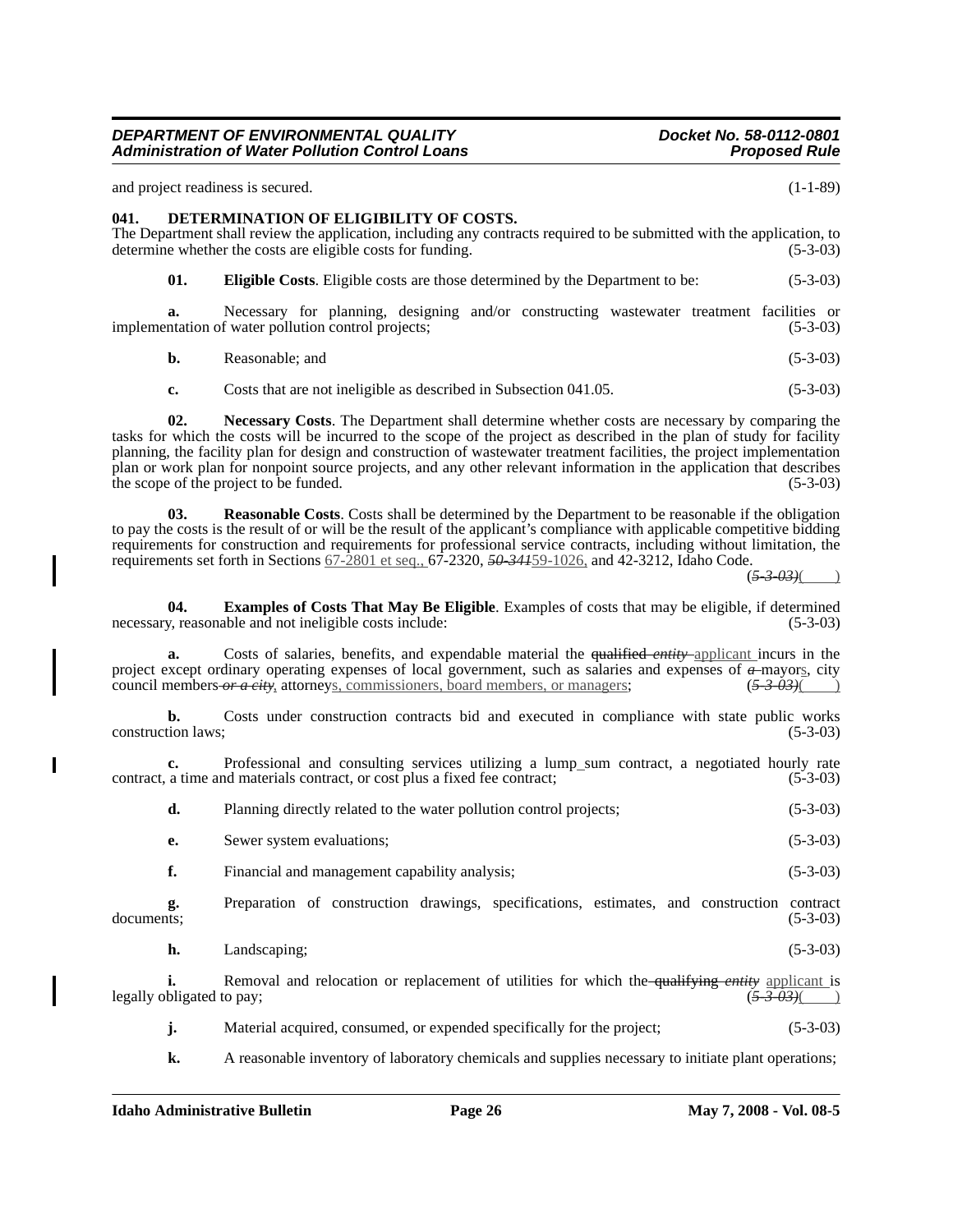and project readiness is secured. (1-1-89)

**041. DETERMINATION OF ELIGIBILITY OF COSTS.**

The Department shall review the application, including any contracts required to be submitted with the application, to determine whether the costs are eligible costs for funding. (5-3-03)

**01. Eligible Costs**. Eligible costs are those determined by the Department to be: (5-3-03)

**a.** Necessary for planning, designing and/or constructing wastewater treatment facilities or implementation of water pollution control projects; (5-3-03)

**b.** Reasonable; and (5-3-03)

**c.** Costs that are not ineligible as described in Subsection 041.05. (5-3-03)

**02. Necessary Costs**. The Department shall determine whether costs are necessary by comparing the tasks for which the costs will be incurred to the scope of the project as described in the plan of study for facility planning, the facility plan for design and construction of wastewater treatment facilities, the project implementation plan or work plan for nonpoint source projects, and any other relevant information in the application that describes the scope of the project to be funded. (5-3-03)

**03. Reasonable Costs**. Costs shall be determined by the Department to be reasonable if the obligation to pay the costs is the result of or will be the result of the applicant's compliance with applicable competitive bidding requirements for construction and requirements for professional service contracts, including without limitation, the requirements set forth in Sections 67-2801 et seq., 67-2320, ~~*50-341*~~59-1026, and 42-3212, Idaho Code. (~~*5-3-03*~~)(    )

**04. Examples of Costs That May Be Eligible**. Examples of costs that may be eligible, if determined necessary, reasonable and not ineligible costs include: (5-3-03)

**a.** Costs of salaries, benefits, and expendable material the ~~qualified *entity*~~ applicant incurs in the project except ordinary operating expenses of local government, such as salaries and expenses of ~~*a*~~ mayors, city council members ~~*or a city*~~, attorneys, commissioners, board members, or managers; (~~*5-3-03*~~)(    )

**b.** Costs under construction contracts bid and executed in compliance with state public works construction laws; (5-3-03)

**c.** Professional and consulting services utilizing a lump_sum contract, a negotiated hourly rate contract, a time and materials contract, or cost plus a fixed fee contract; (5-3-03)

**d.** Planning directly related to the water pollution control projects; (5-3-03)

**e.** Sewer system evaluations; (5-3-03)

**f.** Financial and management capability analysis; (5-3-03)

**g.** Preparation of construction drawings, specifications, estimates, and construction contract documents; (5-3-03)

**h.** Landscaping; (5-3-03)

**i.** Removal and relocation or replacement of utilities for which the ~~qualifying *entity*~~ applicant is legally obligated to pay; (~~*5-3-03*~~)(    )

**j.** Material acquired, consumed, or expended specifically for the project; (5-3-03)

**k.** A reasonable inventory of laboratory chemicals and supplies necessary to initiate plant operations;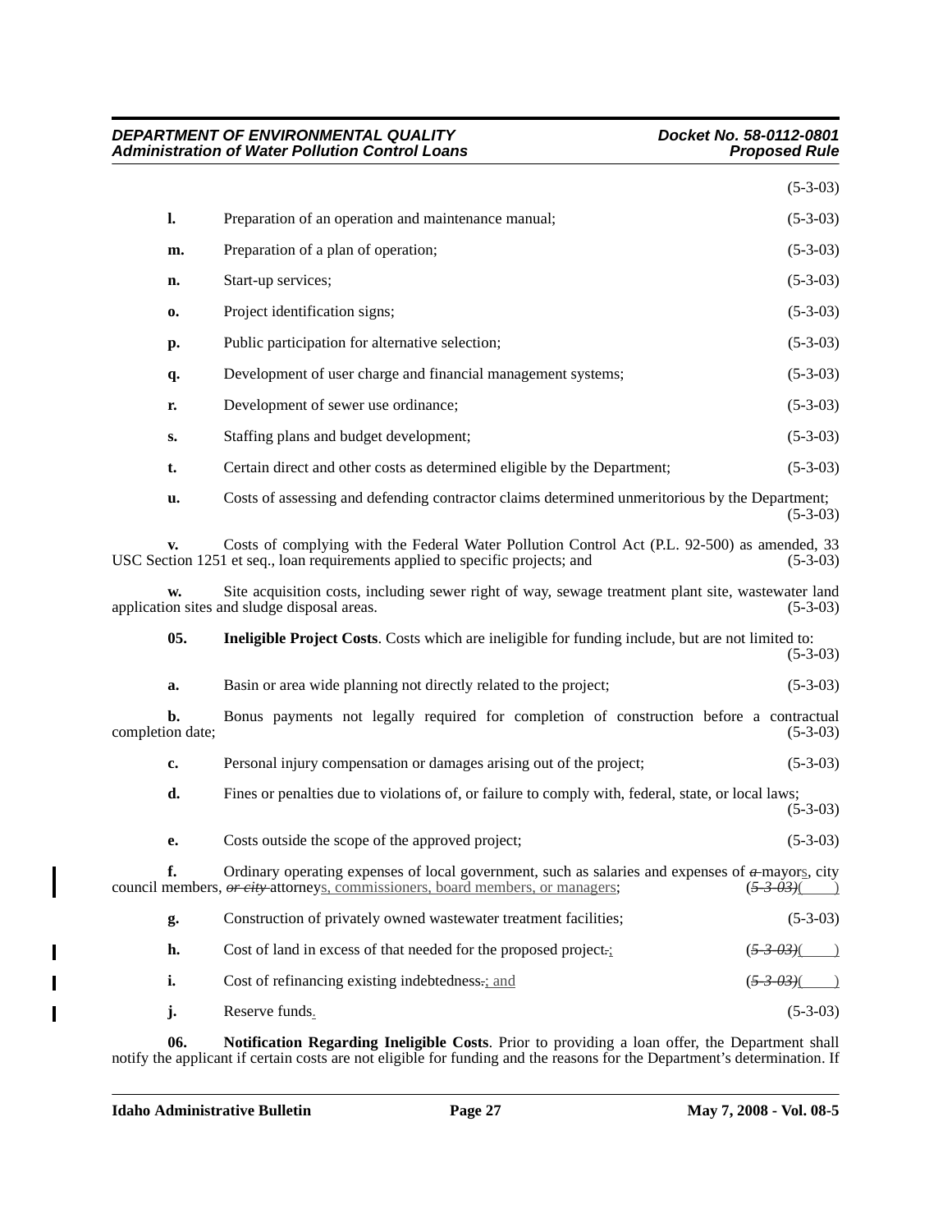(5-3-03)

**l.** Preparation of an operation and maintenance manual; (5-3-03)

**m.** Preparation of a plan of operation; (5-3-03)

**n.** Start-up services; (5-3-03)

**o.** Project identification signs; (5-3-03)

**p.** Public participation for alternative selection; (5-3-03)

**q.** Development of user charge and financial management systems; (5-3-03)

**r.** Development of sewer use ordinance; (5-3-03)

**s.** Staffing plans and budget development; (5-3-03)

**t.** Certain direct and other costs as determined eligible by the Department; (5-3-03)

**u.** Costs of assessing and defending contractor claims determined unmeritorious by the Department; (5-3-03)

**v.** Costs of complying with the Federal Water Pollution Control Act (P.L. 92-500) as amended, 33 USC Section 1251 et seq., loan requirements applied to specific projects; and (5-3-03)

**w.** Site acquisition costs, including sewer right of way, sewage treatment plant site, wastewater land application sites and sludge disposal areas. (5-3-03)

**05. Ineligible Project Costs**. Costs which are ineligible for funding include, but are not limited to: (5-3-03)

**a.** Basin or area wide planning not directly related to the project; (5-3-03)

**b.** Bonus payments not legally required for completion of construction before a contractual completion date; (5-3-03)

**c.** Personal injury compensation or damages arising out of the project; (5-3-03)

**d.** Fines or penalties due to violations of, or failure to comply with, federal, state, or local laws; (5-3-03)

**e.** Costs outside the scope of the approved project; (5-3-03)

**f.** Ordinary operating expenses of local government, such as salaries and expenses of ~~a~~ mayors, city council members, ~~or city~~ attorneys, commissioners, board members, or managers; (~~5-3-03~~)(    )

**g.** Construction of privately owned wastewater treatment facilities; (5-3-03)

**h.** Cost of land in excess of that needed for the proposed project~~.~~; (~~5-3-03~~)(    )

**i.** Cost of refinancing existing indebtedness~~.~~; and (~~5-3-03~~)(    )

**j.** Reserve funds. (5-3-03)

**06. Notification Regarding Ineligible Costs**. Prior to providing a loan offer, the Department shall notify the applicant if certain costs are not eligible for funding and the reasons for the Department's determination. If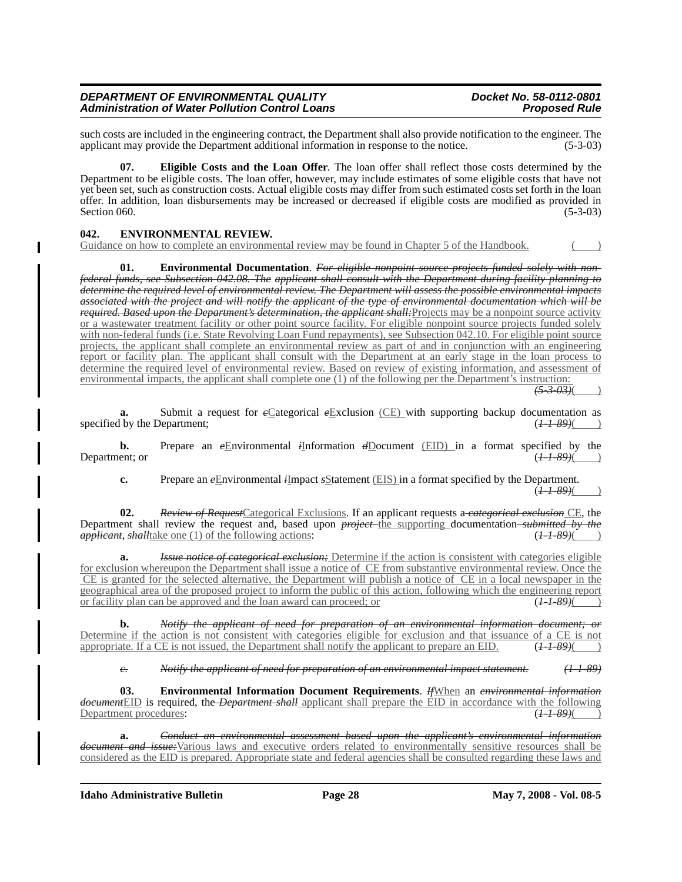such costs are included in the engineering contract, the Department shall also provide notification to the engineer. The applicant may provide the Department additional information in response to the notice. (5-3-03)

**07. Eligible Costs and the Loan Offer**. The loan offer shall reflect those costs determined by the Department to be eligible costs. The loan offer, however, may include estimates of some eligible costs that have not yet been set, such as construction costs. Actual eligible costs may differ from such estimated costs set forth in the loan offer. In addition, loan disbursements may be increased or decreased if eligible costs are modified as provided in Section 060. (5-3-03)

**042. ENVIRONMENTAL REVIEW.**

Guidance on how to complete an environmental review may be found in Chapter 5 of the Handbook. ( )

**01. Environmental Documentation**. ~~*For eligible nonpoint source projects funded solely with non-federal funds, see Subsection 042.08. The applicant shall consult with the Department during facility planning to determine the required level of environmental review. The Department will assess the possible environmental impacts associated with the project and will notify the applicant of the type of environmental documentation which will be required. Based upon the Department's determination, the applicant shall:*~~Projects may be a nonpoint source activity or a wastewater treatment facility or other point source facility. For eligible nonpoint source projects funded solely with non-federal funds (i.e. State Revolving Loan Fund repayments), see Subsection 042.10. For eligible point source projects, the applicant shall complete an environmental review as part of and in conjunction with an engineering report or facility plan. The applicant shall consult with the Department at an early stage in the loan process to determine the required level of environmental review. Based on review of existing information, and assessment of environmental impacts, the applicant shall complete one (1) of the following per the Department's instruction: ~~*(5-3-03)*~~( )

**a.** Submit a request for ~~*c*~~Categorical ~~*e*~~Exclusion (CE) with supporting backup documentation as specified by the Department; (~~*1-1-89*~~)( )

**b.** Prepare an ~~*e*~~Environmental ~~*i*~~Information ~~*d*~~Document (EID) in a format specified by the Department; or (~~*1-1-89*~~)( )

**c.** Prepare an ~~*e*~~Environmental ~~*i*~~Impact ~~*s*~~Statement (EIS) in a format specified by the Department. (~~*1-1-89*~~)( )

**02.** ~~***Review of Request***~~Categorical Exclusions. If an applicant requests a ~~*categorical exclusion*~~ CE, the Department shall review the request and, based upon ~~*project*~~ the supporting documentation ~~*submitted by the applicant*~~, ~~***shall***~~take one (1) of the following actions: (~~*1-1-89*~~)( )

**a.** ~~*Issue notice of categorical exclusion;*~~ Determine if the action is consistent with categories eligible for exclusion whereupon the Department shall issue a notice of CE from substantive environmental review. Once the CE is granted for the selected alternative, the Department will publish a notice of CE in a local newspaper in the geographical area of the proposed project to inform the public of this action, following which the engineering report or facility plan can be approved and the loan award can proceed; or (~~*1-1-89*~~)( )

**b.** ~~*Notify the applicant of need for preparation of an environmental information document; or*~~ Determine if the action is not consistent with categories eligible for exclusion and that issuance of a CE is not appropriate. If a CE is not issued, the Department shall notify the applicant to prepare an EID. (~~*1-1-89*~~)( )

~~*c. Notify the applicant of need for preparation of an environmental impact statement. (1-1-89)*~~

**03. Environmental Information Document Requirements**. ~~*If*~~When an ~~*environmental information document*~~EID is required, the ~~*Department shall*~~ applicant shall prepare the EID in accordance with the following Department procedures: (~~*1-1-89*~~)( )

**a.** ~~*Conduct an environmental assessment based upon the applicant's environmental information document and issue:*~~Various laws and executive orders related to environmentally sensitive resources shall be considered as the EID is prepared. Appropriate state and federal agencies shall be consulted regarding these laws and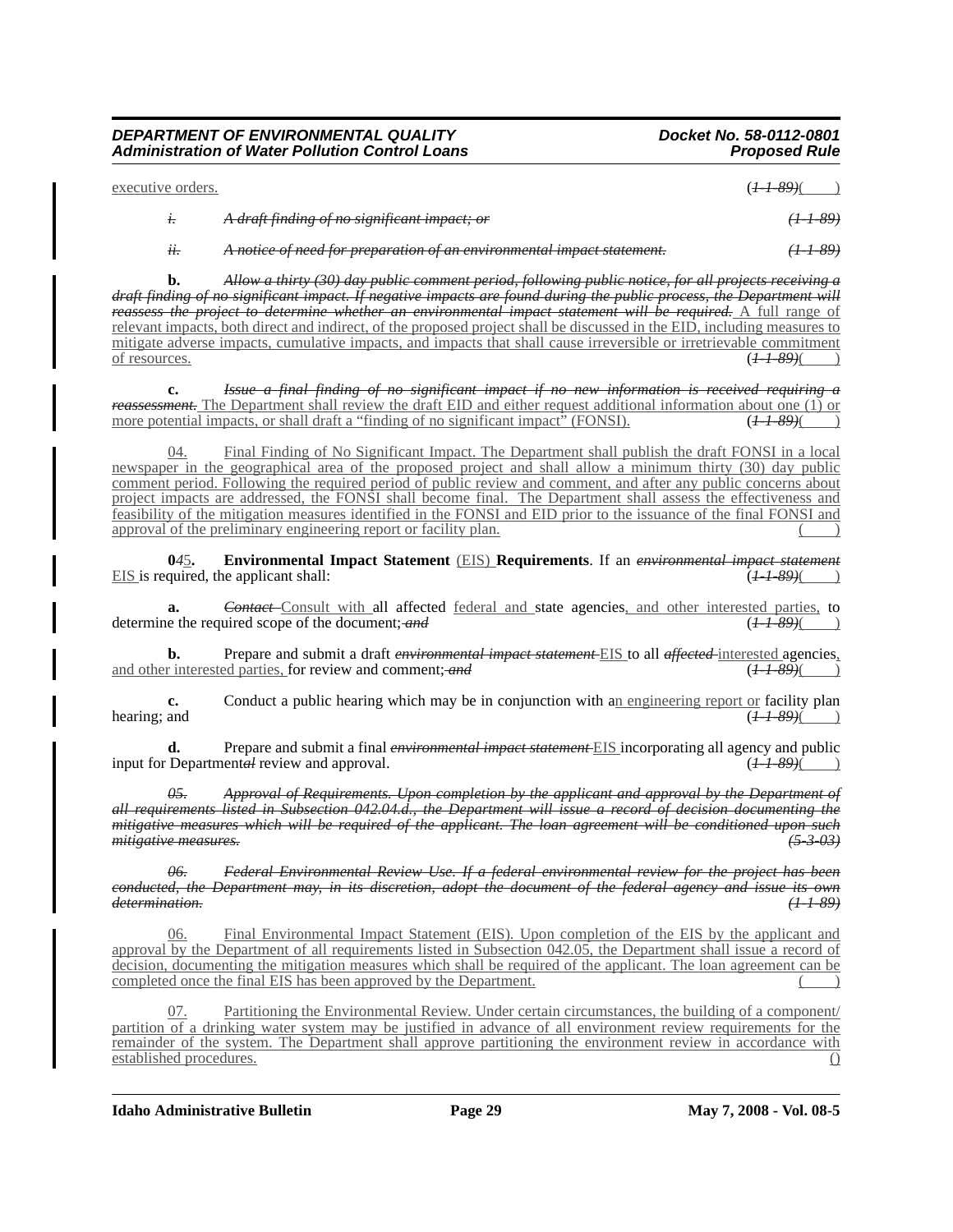executive orders. (~~1-1-89~~)( )

*~~i. A draft finding of no significant impact; or~~* *~~(1-1-89)~~*

*~~ii. A notice of need for preparation of an environmental impact statement.~~* *~~(1-1-89)~~*

**b.** *~~Allow a thirty (30) day public comment period, following public notice, for all projects receiving a draft finding of no significant impact. If negative impacts are found during the public process, the Department will reassess the project to determine whether an environmental impact statement will be required.~~* <u>A full range of relevant impacts, both direct and indirect, of the proposed project shall be discussed in the EID, including measures to mitigate adverse impacts, cumulative impacts, and impacts that shall cause irreversible or irretrievable commitment of resources.</u> (~~1-1-89~~)( )

**c.** *~~Issue a final finding of no significant impact if no new information is received requiring a reassessment.~~* <u>The Department shall review the draft EID and either request additional information about one (1) or more potential impacts, or shall draft a "finding of no significant impact" (FONSI).</u> (~~1-1-89~~)( )

<u>04. Final Finding of No Significant Impact. The Department shall publish the draft FONSI in a local newspaper in the geographical area of the proposed project and shall allow a minimum thirty (30) day public comment period. Following the required period of public review and comment, and after any public concerns about project impacts are addressed, the FONSI shall become final. The Department shall assess the effectiveness and feasibility of the mitigation measures identified in the FONSI and EID prior to the issuance of the final FONSI and approval of the preliminary engineering report or facility plan.</u> ( )

**0*~~4~~*<u>5</u>. Environmental Impact Statement** <u>(EIS)</u> **Requirements**. If an *~~environmental impact statement~~* <u>EIS</u> is required, the applicant shall: (~~1-1-89~~)( )

**a.** *~~Contact~~* <u>Consult with</u> all affected <u>federal and</u> state agencies<u>, and other interested parties,</u> to determine the required scope of the document; *~~and~~* (~~1-1-89~~)( )

**b.** Prepare and submit a draft *~~environmental impact statement~~* <u>EIS</u> to all *~~affected~~* <u>interested</u> agencies<u>, and other interested parties,</u> for review and comment; *~~and~~* (~~1-1-89~~)( )

**c.** Conduct a public hearing which may be in conjunction with a<u>n engineering report or</u> facility plan hearing; and (~~1-1-89~~)( )

**d.** Prepare and submit a final *~~environmental impact statement~~* <u>EIS</u> incorporating all agency and public input for Department*~~al~~* review and approval. (~~1-1-89~~)( )

*~~05. Approval of Requirements. Upon completion by the applicant and approval by the Department of all requirements listed in Subsection 042.04.d., the Department will issue a record of decision documenting the mitigative measures which will be required of the applicant. The loan agreement will be conditioned upon such mitigative measures.~~* *~~(5-3-03)~~*

*~~06. Federal Environmental Review Use. If a federal environmental review for the project has been conducted, the Department may, in its discretion, adopt the document of the federal agency and issue its own determination.~~* *~~(1-1-89)~~*

<u>06. Final Environmental Impact Statement (EIS). Upon completion of the EIS by the applicant and approval by the Department of all requirements listed in Subsection 042.05, the Department shall issue a record of decision, documenting the mitigation measures which shall be required of the applicant. The loan agreement can be completed once the final EIS has been approved by the Department.</u> ( )

<u>07. Partitioning the Environmental Review. Under certain circumstances, the building of a component/partition of a drinking water system may be justified in advance of all environment review requirements for the remainder of the system. The Department shall approve partitioning the environment review in accordance with established procedures.</u> ()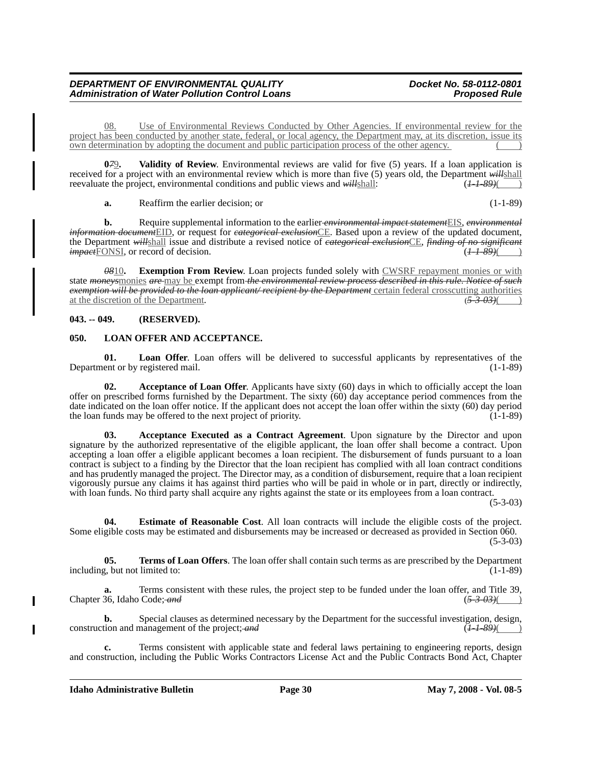08. Use of Environmental Reviews Conducted by Other Agencies. If environmental review for the project has been conducted by another state, federal, or local agency, the Department may, at its discretion, issue its own determination by adopting the document and public participation process of the other agency. ( )

**079. Validity of Review**. Environmental reviews are valid for five (5) years. If a loan application is received for a project with an environmental review which is more than five (5) years old, the Department ~~will~~shall reevaluate the project, environmental conditions and public views and ~~will~~shall: (~~1-1-89~~)( )

**a.** Reaffirm the earlier decision; or (1-1-89)

**b.** Require supplemental information to the earlier ~~environmental impact statement~~EIS, ~~environmental information document~~EID, or request for ~~categorical exclusion~~CE. Based upon a review of the updated document, the Department ~~will~~shall issue and distribute a revised notice of ~~categorical exclusion~~CE, ~~finding of no significant impact~~FONSI, or record of decision. (~~1-1-89~~)( )

~~08~~10**. Exemption From Review**. Loan projects funded solely with CWSRF repayment monies or with state ~~moneys~~monies ~~are~~ may be exempt from ~~the environmental review process described in this rule. Notice of such exemption will be provided to the loan applicant/ recipient by the Department~~ certain federal crosscutting authorities at the discretion of the Department. (~~5-3-03~~)( )

**043. -- 049. (RESERVED).**

**050. LOAN OFFER AND ACCEPTANCE.**

**01. Loan Offer**. Loan offers will be delivered to successful applicants by representatives of the Department or by registered mail. (1-1-89)

**02. Acceptance of Loan Offer**. Applicants have sixty (60) days in which to officially accept the loan offer on prescribed forms furnished by the Department. The sixty (60) day acceptance period commences from the date indicated on the loan offer notice. If the applicant does not accept the loan offer within the sixty (60) day period the loan funds may be offered to the next project of priority. (1-1-89)

**03. Acceptance Executed as a Contract Agreement**. Upon signature by the Director and upon signature by the authorized representative of the eligible applicant, the loan offer shall become a contract. Upon accepting a loan offer a eligible applicant becomes a loan recipient. The disbursement of funds pursuant to a loan contract is subject to a finding by the Director that the loan recipient has complied with all loan contract conditions and has prudently managed the project. The Director may, as a condition of disbursement, require that a loan recipient vigorously pursue any claims it has against third parties who will be paid in whole or in part, directly or indirectly, with loan funds. No third party shall acquire any rights against the state or its employees from a loan contract. (5-3-03)

**04. Estimate of Reasonable Cost**. All loan contracts will include the eligible costs of the project. Some eligible costs may be estimated and disbursements may be increased or decreased as provided in Section 060. (5-3-03)

**05. Terms of Loan Offers**. The loan offer shall contain such terms as are prescribed by the Department including, but not limited to: (1-1-89)

**a.** Terms consistent with these rules, the project step to be funded under the loan offer, and Title 39, Chapter 36, Idaho Code; ~~and~~ (~~5-3-03~~)( )

**b.** Special clauses as determined necessary by the Department for the successful investigation, design, construction and management of the project; ~~and~~ (~~1-1-89~~)( )

**c.** Terms consistent with applicable state and federal laws pertaining to engineering reports, design and construction, including the Public Works Contractors License Act and the Public Contracts Bond Act, Chapter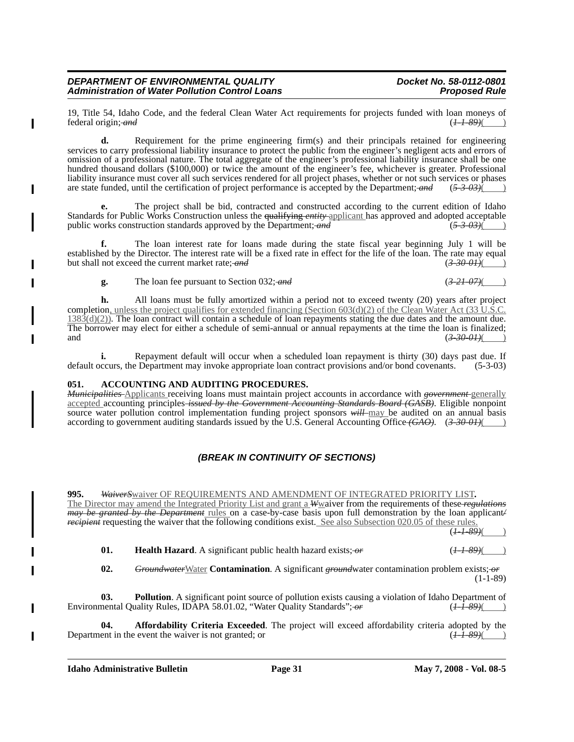19, Title 54, Idaho Code, and the federal Clean Water Act requirements for projects funded with loan moneys of federal origin; ~~*and*~~ (~~*1-1-89*~~)(____)

**d.** Requirement for the prime engineering firm(s) and their principals retained for engineering services to carry professional liability insurance to protect the public from the engineer's negligent acts and errors of omission of a professional nature. The total aggregate of the engineer's professional liability insurance shall be one hundred thousand dollars ($100,000) or twice the amount of the engineer's fee, whichever is greater. Professional liability insurance must cover all such services rendered for all project phases, whether or not such services or phases are state funded, until the certification of project performance is accepted by the Department; ~~*and*~~ (~~*5-3-03*~~)(____)

**e.** The project shall be bid, contracted and constructed according to the current edition of Idaho Standards for Public Works Construction unless the ~~qualifying~~ ~~*entity*~~ applicant has approved and adopted acceptable public works construction standards approved by the Department; ~~*and*~~ (~~*5-3-03*~~)(____)

**f.** The loan interest rate for loans made during the state fiscal year beginning July 1 will be established by the Director. The interest rate will be a fixed rate in effect for the life of the loan. The rate may equal but shall not exceed the current market rate; ~~*and*~~ (~~*3-30-01*~~)(____)

**g.** The loan fee pursuant to Section 032; ~~*and*~~ (~~*3-21-07*~~)(____)

**h.** All loans must be fully amortized within a period not to exceed twenty (20) years after project completion, unless the project qualifies for extended financing (Section 603(d)(2) of the Clean Water Act (33 U.S.C. 1383(d)(2)). The loan contract will contain a schedule of loan repayments stating the due dates and the amount due. The borrower may elect for either a schedule of semi-annual or annual repayments at the time the loan is finalized; and (~~*3-30-01*~~)(____)

**i.** Repayment default will occur when a scheduled loan repayment is thirty (30) days past due. If default occurs, the Department may invoke appropriate loan contract provisions and/or bond covenants. (5-3-03)

**051. ACCOUNTING AND AUDITING PROCEDURES.**

~~*Municipalities*~~ Applicants receiving loans must maintain project accounts in accordance with ~~*government*~~ generally accepted accounting principles ~~*issued by the Government Accounting Standards Board (GASB)*~~. Eligible nonpoint source water pollution control implementation funding project sponsors ~~*will*~~ may be audited on an annual basis according to government auditing standards issued by the U.S. General Accounting Office ~~*(GAO)*~~. (~~*3-30-01*~~)(____)

***(BREAK IN CONTINUITY OF SECTIONS)***

**995. ~~*WaiverS*~~waiver OF REQUIREMENTS AND AMENDMENT OF INTEGRATED PRIORITY LIST.**

The Director may amend the Integrated Priority List and grant a ~~*W*~~waiver from the requirements of these ~~*regulations may be granted by the Department*~~ rules on a case-by-case basis upon full demonstration by the loan applicant~~*/recipient*~~ requesting the waiver that the following conditions exist. See also Subsection 020.05 of these rules. (~~*1-1-89*~~)(____)

**01. Health Hazard**. A significant public health hazard exists; ~~*or*~~ (~~*1-1-89*~~)(____)

**02. ~~*Groundwater*~~Water Contamination**. A significant ~~*ground*~~water contamination problem exists; ~~*or*~~ (1-1-89)

**03. Pollution**. A significant point source of pollution exists causing a violation of Idaho Department of Environmental Quality Rules, IDAPA 58.01.02, "Water Quality Standards"; ~~*or*~~ (~~*1-1-89*~~)(____)

**04. Affordability Criteria Exceeded**. The project will exceed affordability criteria adopted by the Department in the event the waiver is not granted; or (~~*1-1-89*~~)(____)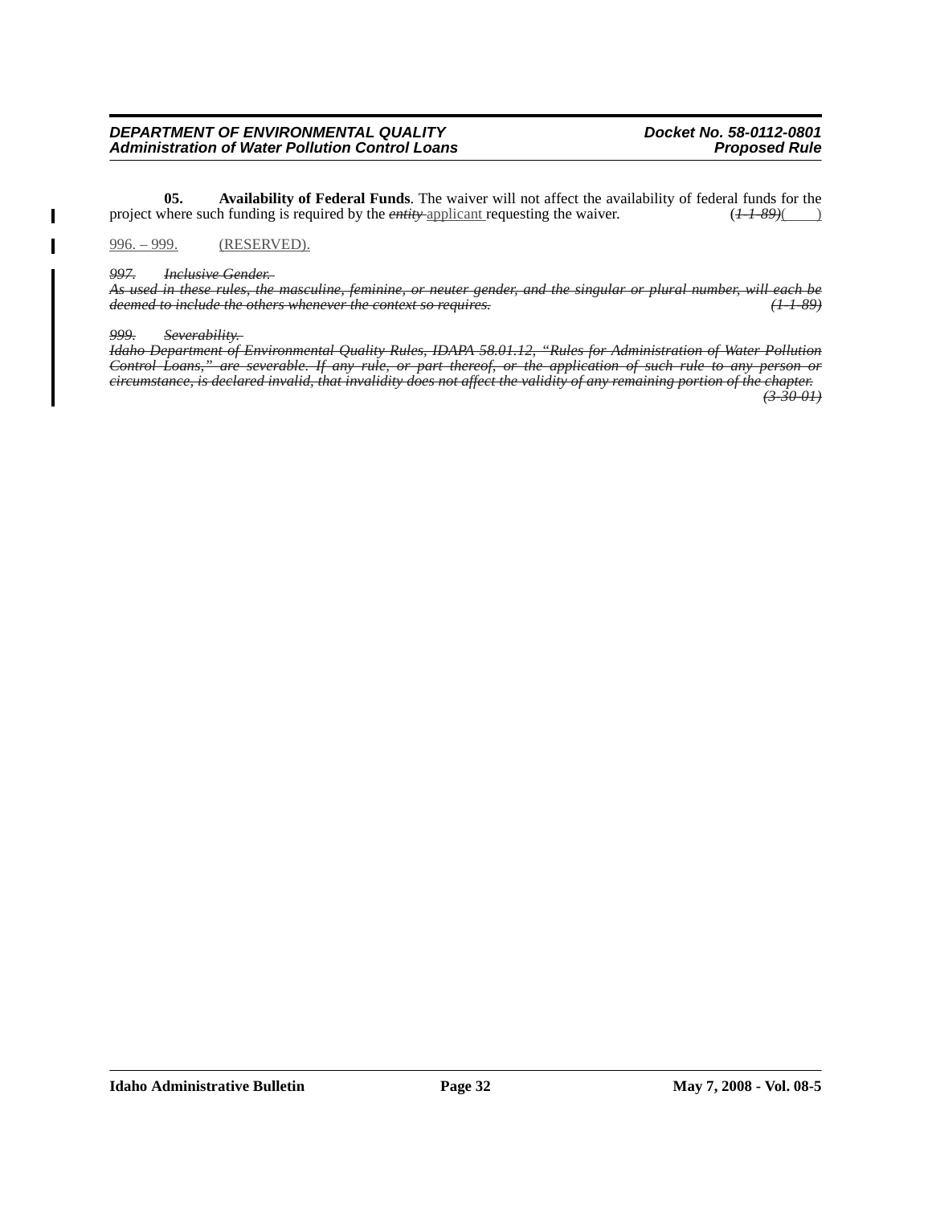**05. Availability of Federal Funds**. The waiver will not affect the availability of federal funds for the project where such funding is required by the ~~*entity*~~ applicant requesting the waiver. (~~*1-1-89*~~)(    )

996. – 999. (RESERVED).

~~*997. Inclusive Gender.*~~

~~*As used in these rules, the masculine, feminine, or neuter gender, and the singular or plural number, will each be deemed to include the others whenever the context so requires.*~~ ~~*(1-1-89)*~~

~~*999. Severability.*~~

~~*Idaho Department of Environmental Quality Rules, IDAPA 58.01.12, "Rules for Administration of Water Pollution Control Loans," are severable. If any rule, or part thereof, or the application of such rule to any person or circumstance, is declared invalid, that invalidity does not affect the validity of any remaining portion of the chapter.*~~ ~~*(3-30-01)*~~